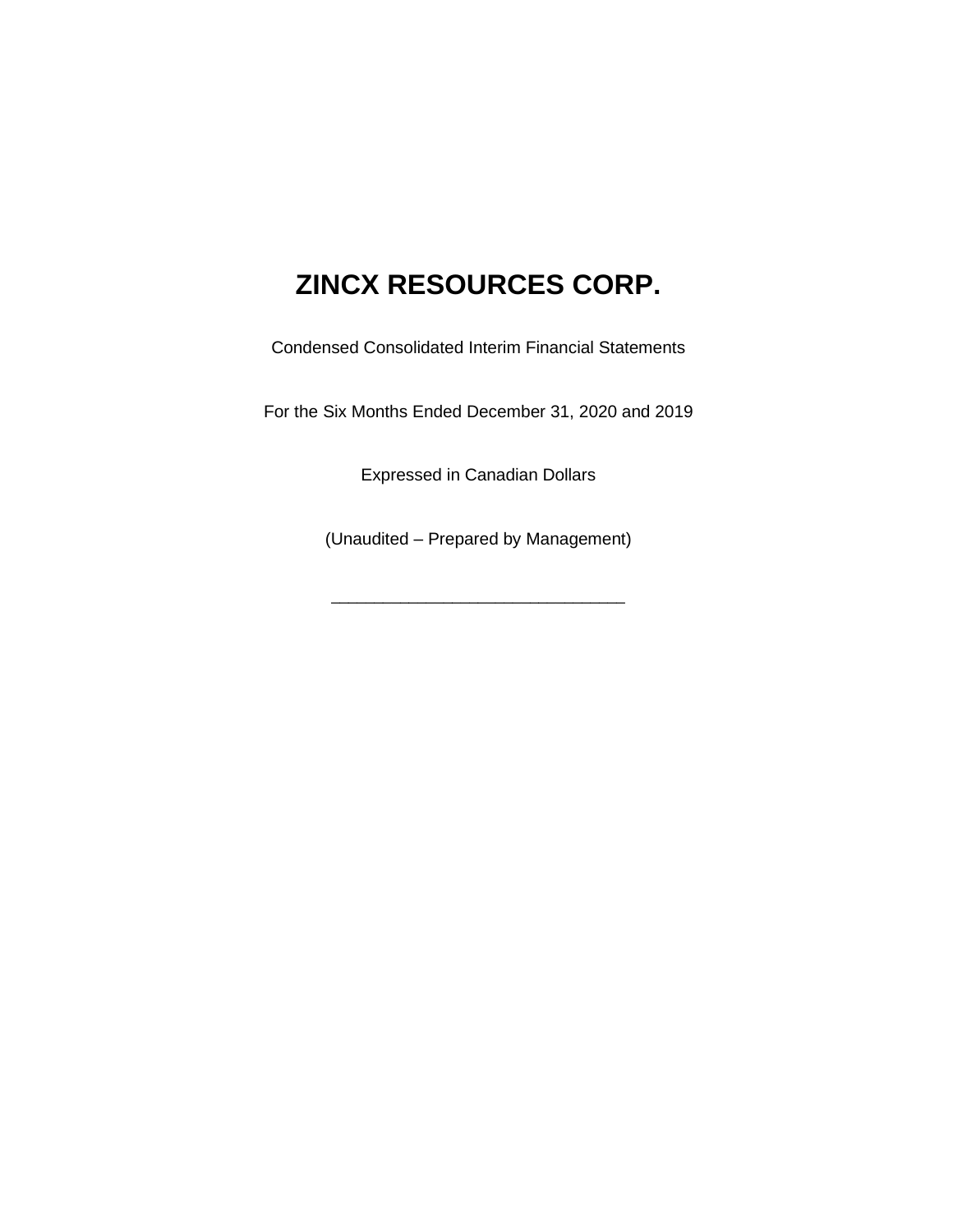# ZINCX RESOURCES CORP.

Condensed Consolidated Interim Financial Statements

For the Six Months Ended December 31, 2020 and 2019

Expressed in Canadian Dollars

(Unaudited – Prepared by Management)

______________________________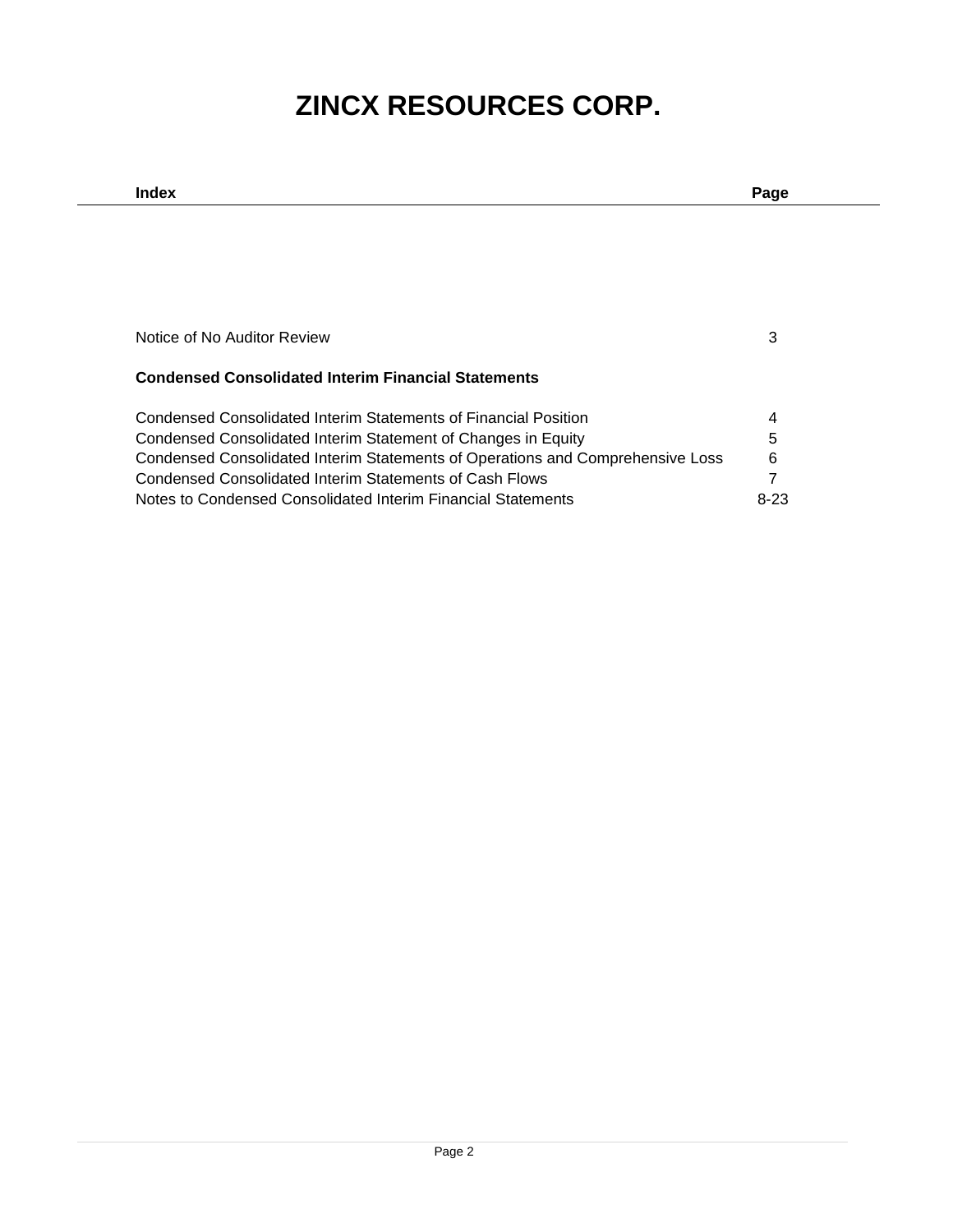# ZINCX RESOURCES CORP.

| Index | Page |
|---|---|
| Notice of No Auditor Review | 3 |
| **Condensed Consolidated Interim Financial Statements** | |
| Condensed Consolidated Interim Statements of Financial Position | 4 |
| Condensed Consolidated Interim Statement of Changes in Equity | 5 |
| Condensed Consolidated Interim Statements of Operations and Comprehensive Loss | 6 |
| Condensed Consolidated Interim Statements of Cash Flows | 7 |
| Notes to Condensed Consolidated Interim Financial Statements | 8-23 |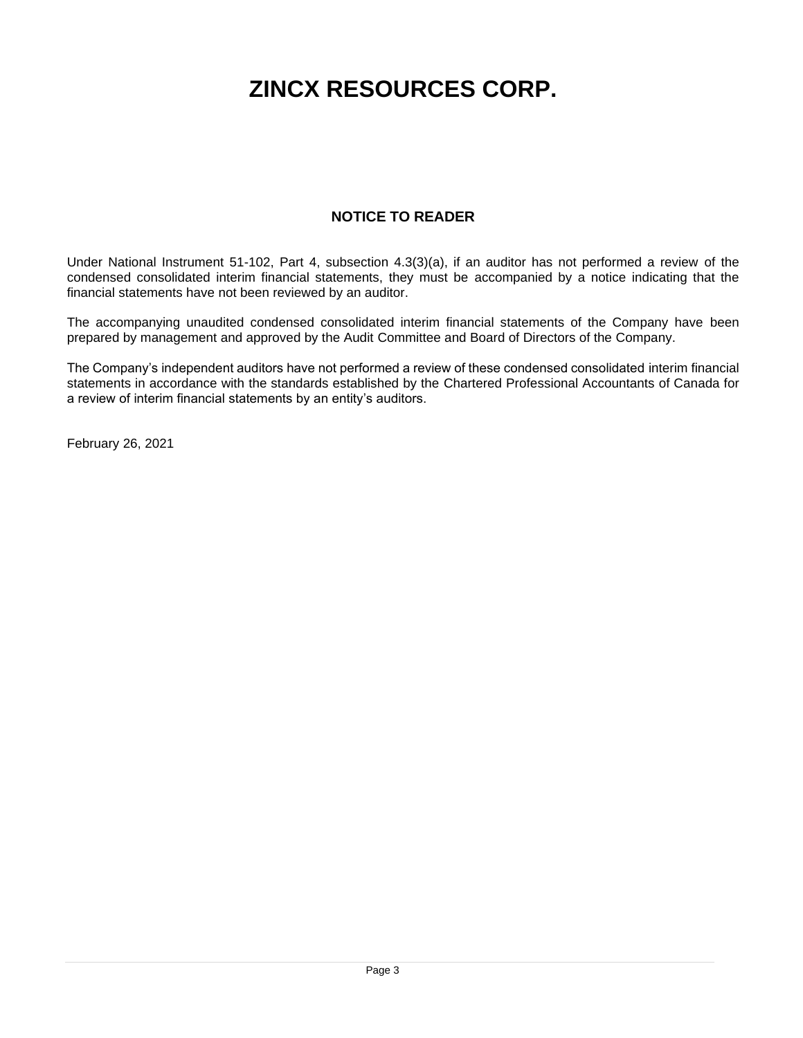# ZINCX RESOURCES CORP.

## NOTICE TO READER

Under National Instrument 51-102, Part 4, subsection 4.3(3)(a), if an auditor has not performed a review of the condensed consolidated interim financial statements, they must be accompanied by a notice indicating that the financial statements have not been reviewed by an auditor.

The accompanying unaudited condensed consolidated interim financial statements of the Company have been prepared by management and approved by the Audit Committee and Board of Directors of the Company.

The Company's independent auditors have not performed a review of these condensed consolidated interim financial statements in accordance with the standards established by the Chartered Professional Accountants of Canada for a review of interim financial statements by an entity's auditors.

February 26, 2021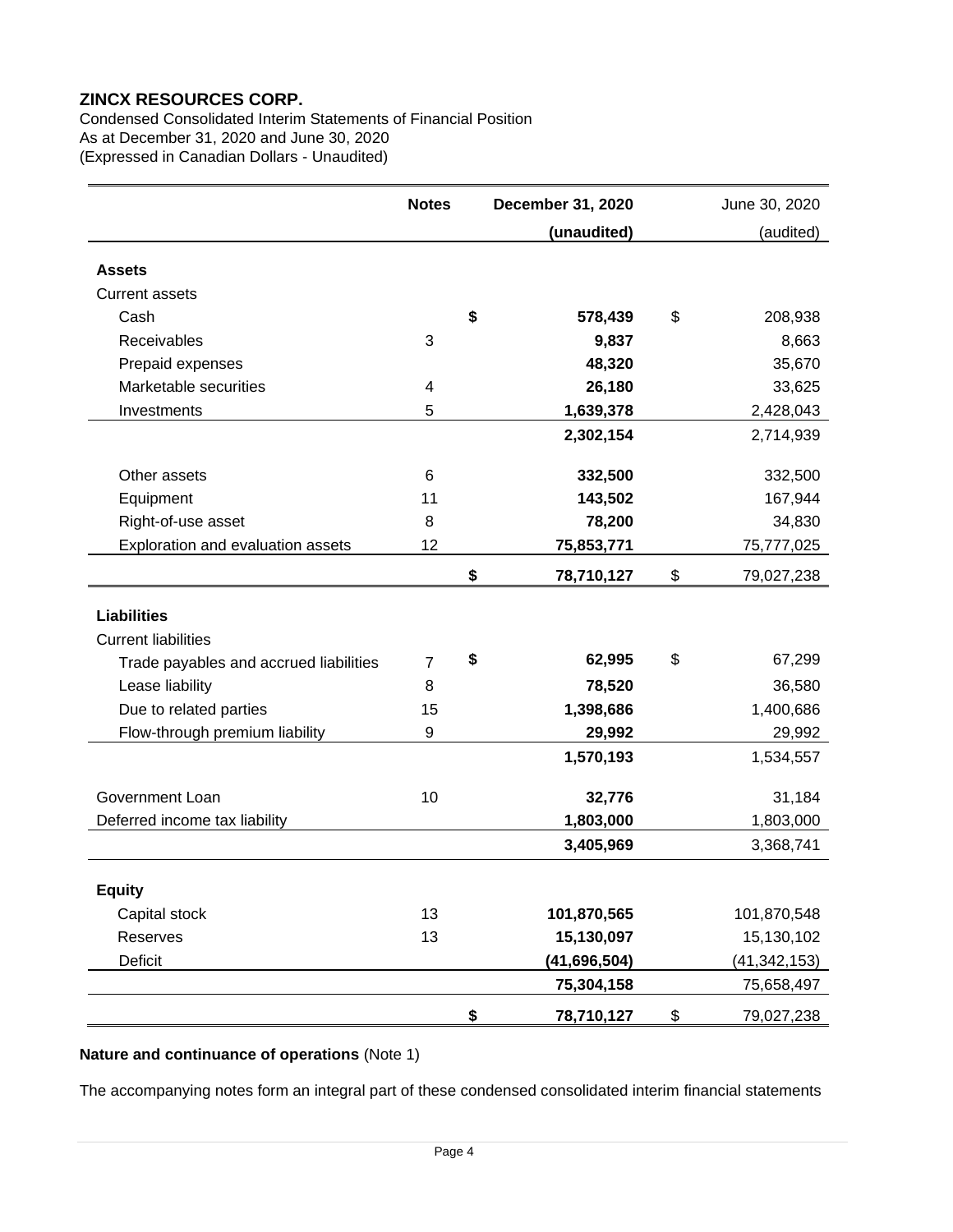**ZINCX RESOURCES CORP.**

Condensed Consolidated Interim Statements of Financial Position
As at December 31, 2020 and June 30, 2020
(Expressed in Canadian Dollars - Unaudited)

| | Notes | December 31, 2020 (unaudited) | June 30, 2020 (audited) |
|---|---|---|---|
| **Assets** | | | |
| Current assets | | | |
| Cash | | $ 578,439 | $ 208,938 |
| Receivables | 3 | 9,837 | 8,663 |
| Prepaid expenses | | 48,320 | 35,670 |
| Marketable securities | 4 | 26,180 | 33,625 |
| Investments | 5 | 1,639,378 | 2,428,043 |
| | | 2,302,154 | 2,714,939 |
| Other assets | 6 | 332,500 | 332,500 |
| Equipment | 11 | 143,502 | 167,944 |
| Right-of-use asset | 8 | 78,200 | 34,830 |
| Exploration and evaluation assets | 12 | 75,853,771 | 75,777,025 |
| | | $ 78,710,127 | $ 79,027,238 |
| **Liabilities** | | | |
| Current liabilities | | | |
| Trade payables and accrued liabilities | 7 | $ 62,995 | $ 67,299 |
| Lease liability | 8 | 78,520 | 36,580 |
| Due to related parties | 15 | 1,398,686 | 1,400,686 |
| Flow-through premium liability | 9 | 29,992 | 29,992 |
| | | 1,570,193 | 1,534,557 |
| Government Loan | 10 | 32,776 | 31,184 |
| Deferred income tax liability | | 1,803,000 | 1,803,000 |
| | | 3,405,969 | 3,368,741 |
| **Equity** | | | |
| Capital stock | 13 | 101,870,565 | 101,870,548 |
| Reserves | 13 | 15,130,097 | 15,130,102 |
| Deficit | | (41,696,504) | (41,342,153) |
| | | 75,304,158 | 75,658,497 |
| | | $ 78,710,127 | $ 79,027,238 |

**Nature and continuance of operations** (Note 1)

The accompanying notes form an integral part of these condensed consolidated interim financial statements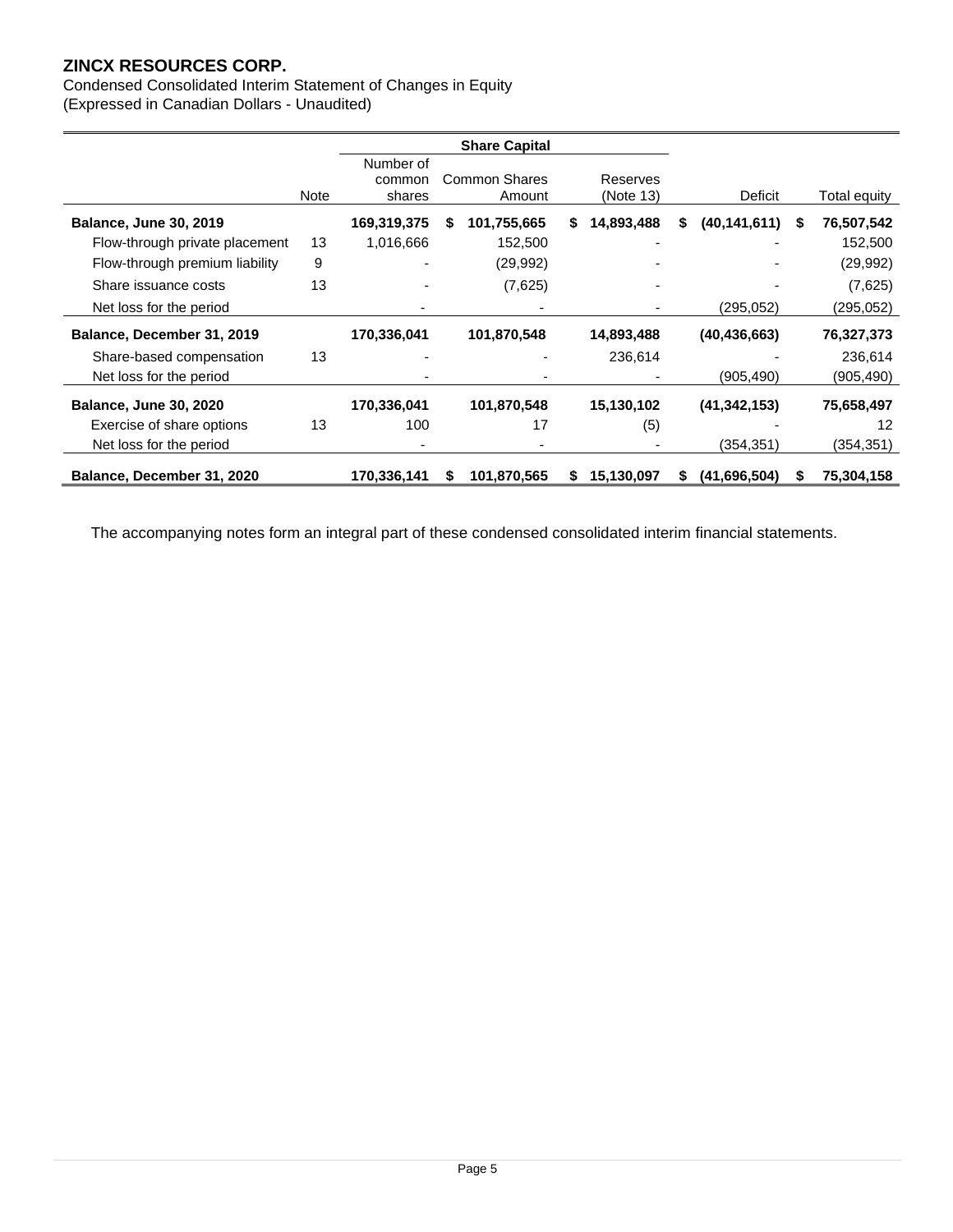# ZINCX RESOURCES CORP.

Condensed Consolidated Interim Statement of Changes in Equity
(Expressed in Canadian Dollars - Unaudited)

| | | Share Capital | | | | |
|---|---|---|---|---|---|---|
| | Note | Number of common shares | Common Shares Amount | Reserves (Note 13) | Deficit | Total equity |
| **Balance, June 30, 2019** | | **169,319,375** | **$ 101,755,665** | **$ 14,893,488** | **$ (40,141,611)** | **$ 76,507,542** |
| Flow-through private placement | 13 | 1,016,666 | 152,500 | - | - | 152,500 |
| Flow-through premium liability | 9 | - | (29,992) | - | - | (29,992) |
| Share issuance costs | 13 | - | (7,625) | - | - | (7,625) |
| Net loss for the period | | - | - | - | (295,052) | (295,052) |
| **Balance, December 31, 2019** | | **170,336,041** | **101,870,548** | **14,893,488** | **(40,436,663)** | **76,327,373** |
| Share-based compensation | 13 | - | - | 236,614 | - | 236,614 |
| Net loss for the period | | - | - | - | (905,490) | (905,490) |
| **Balance, June 30, 2020** | | **170,336,041** | **101,870,548** | **15,130,102** | **(41,342,153)** | **75,658,497** |
| Exercise of share options | 13 | 100 | 17 | (5) | - | 12 |
| Net loss for the period | | - | - | - | (354,351) | (354,351) |
| **Balance, December 31, 2020** | | **170,336,141** | **$ 101,870,565** | **$ 15,130,097** | **$ (41,696,504)** | **$ 75,304,158** |

The accompanying notes form an integral part of these condensed consolidated interim financial statements.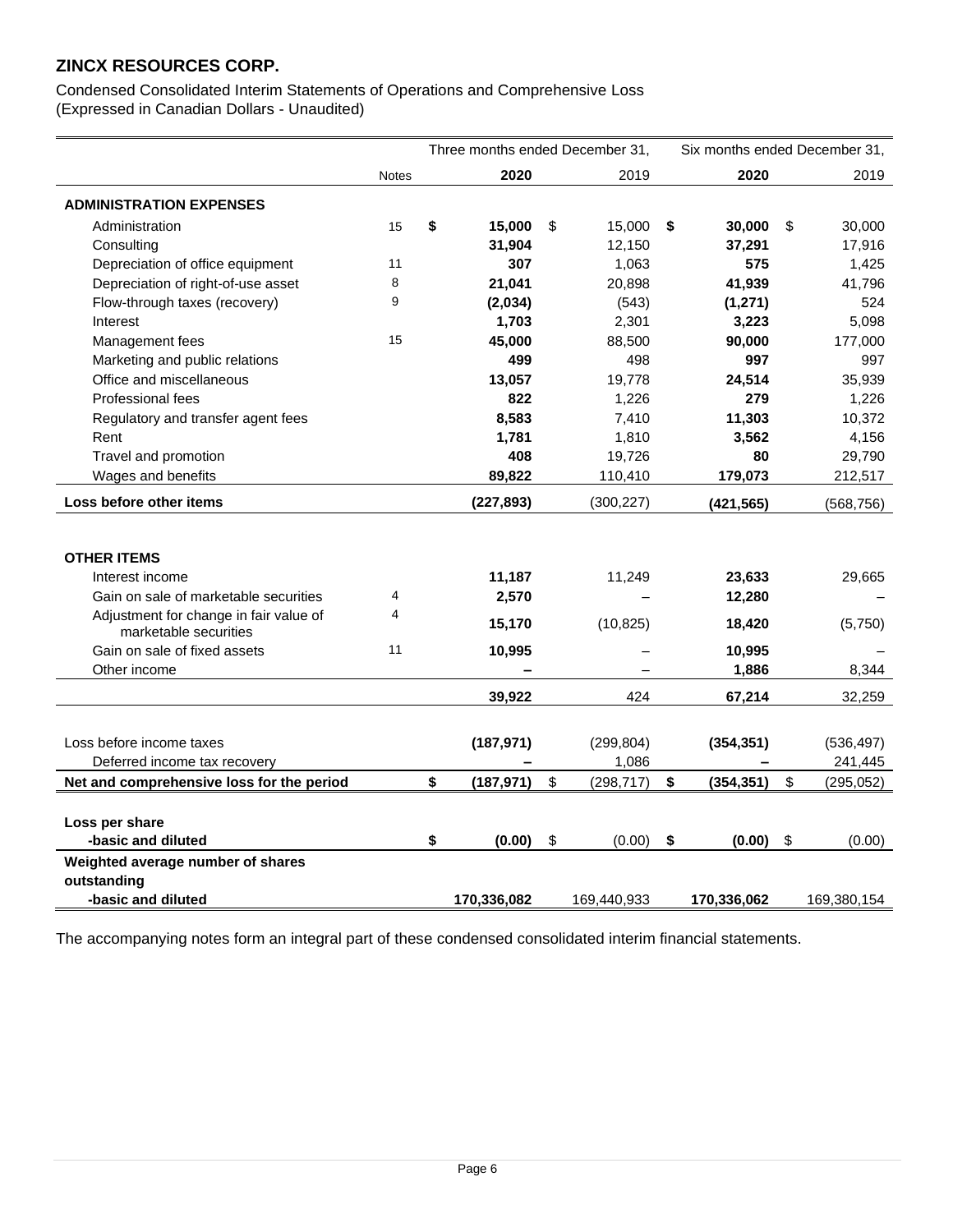# ZINCX RESOURCES CORP.

Condensed Consolidated Interim Statements of Operations and Comprehensive Loss
(Expressed in Canadian Dollars - Unaudited)

| | Notes | Three months ended December 31, 2020 | Three months ended December 31, 2019 | Six months ended December 31, 2020 | Six months ended December 31, 2019 |
|---|---|---|---|---|---|
| **ADMINISTRATION EXPENSES** | | | | | |
| Administration | 15 | **$ 15,000** | $ 15,000 | **$ 30,000** | $ 30,000 |
| Consulting | | **31,904** | 12,150 | **37,291** | 17,916 |
| Depreciation of office equipment | 11 | **307** | 1,063 | **575** | 1,425 |
| Depreciation of right-of-use asset | 8 | **21,041** | 20,898 | **41,939** | 41,796 |
| Flow-through taxes (recovery) | 9 | **(2,034)** | (543) | **(1,271)** | 524 |
| Interest | | **1,703** | 2,301 | **3,223** | 5,098 |
| Management fees | 15 | **45,000** | 88,500 | **90,000** | 177,000 |
| Marketing and public relations | | **499** | 498 | **997** | 997 |
| Office and miscellaneous | | **13,057** | 19,778 | **24,514** | 35,939 |
| Professional fees | | **822** | 1,226 | **279** | 1,226 |
| Regulatory and transfer agent fees | | **8,583** | 7,410 | **11,303** | 10,372 |
| Rent | | **1,781** | 1,810 | **3,562** | 4,156 |
| Travel and promotion | | **408** | 19,726 | **80** | 29,790 |
| Wages and benefits | | **89,822** | 110,410 | **179,073** | 212,517 |
| **Loss before other items** | | **(227,893)** | (300,227) | **(421,565)** | (568,756) |
| | | | | | |
| **OTHER ITEMS** | | | | | |
| Interest income | | **11,187** | 11,249 | **23,633** | 29,665 |
| Gain on sale of marketable securities | 4 | **2,570** | – | **12,280** | – |
| Adjustment for change in fair value of marketable securities | 4 | **15,170** | (10,825) | **18,420** | (5,750) |
| Gain on sale of fixed assets | 11 | **10,995** | – | **10,995** | – |
| Other income | | **–** | – | **1,886** | 8,344 |
| | | **39,922** | 424 | **67,214** | 32,259 |
| | | | | | |
| Loss before income taxes | | **(187,971)** | (299,804) | **(354,351)** | (536,497) |
| Deferred income tax recovery | | **–** | 1,086 | **–** | 241,445 |
| **Net and comprehensive loss for the period** | | **$ (187,971)** | $ (298,717) | **$ (354,351)** | $ (295,052) |
| | | | | | |
| **Loss per share** | | | | | |
| **-basic and diluted** | | **$ (0.00)** | $ (0.00) | **$ (0.00)** | $ (0.00) |
| **Weighted average number of shares outstanding** | | | | | |
| **-basic and diluted** | | **170,336,082** | 169,440,933 | **170,336,062** | 169,380,154 |

The accompanying notes form an integral part of these condensed consolidated interim financial statements.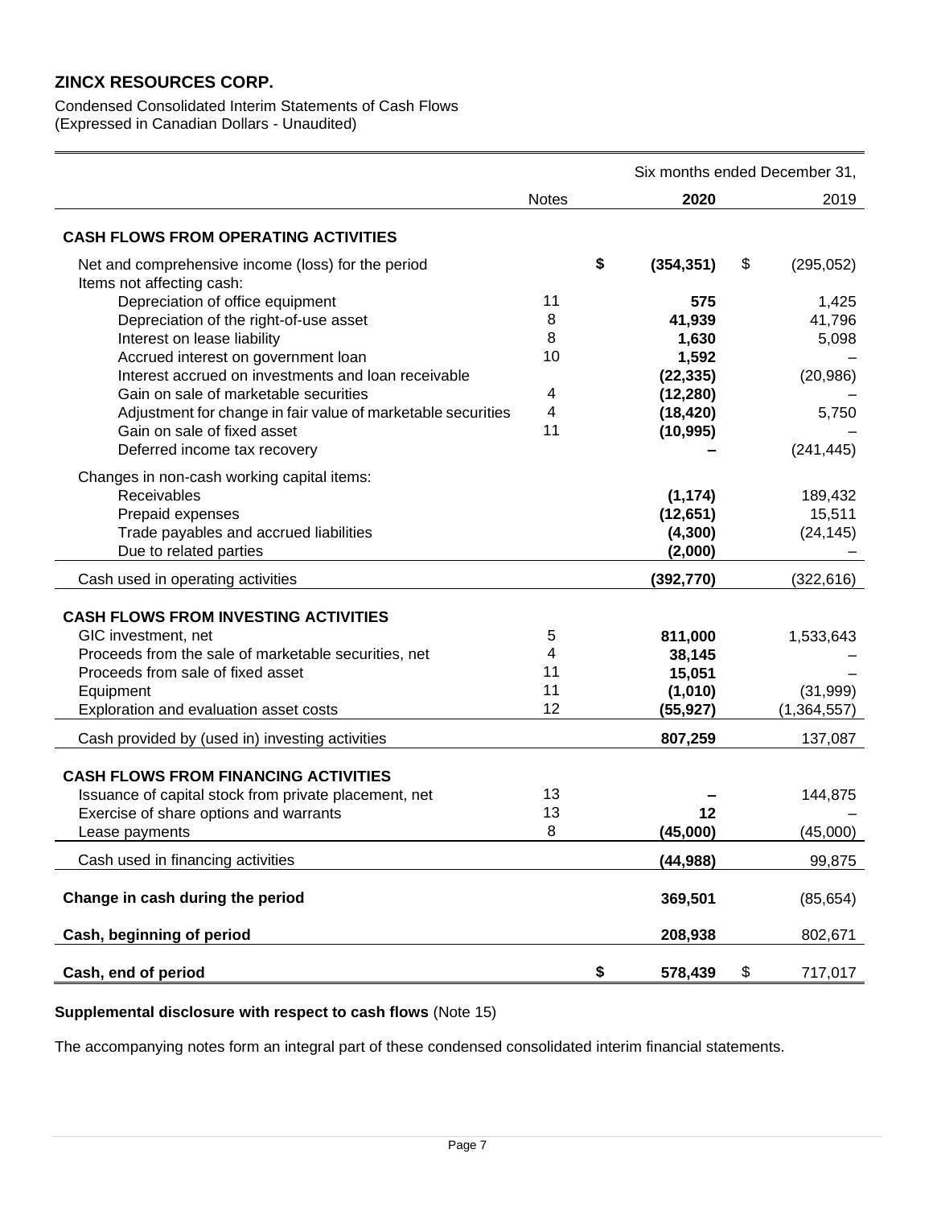## ZINCX RESOURCES CORP.

Condensed Consolidated Interim Statements of Cash Flows
(Expressed in Canadian Dollars - Unaudited)

| | Notes | Six months ended December 31, 2020 | 2019 |
|---|---|---|---|
| **CASH FLOWS FROM OPERATING ACTIVITIES** | | | |
| Net and comprehensive income (loss) for the period | | **$ (354,351)** | $ (295,052) |
| Items not affecting cash: | | | |
| Depreciation of office equipment | 11 | **575** | 1,425 |
| Depreciation of the right-of-use asset | 8 | **41,939** | 41,796 |
| Interest on lease liability | 8 | **1,630** | 5,098 |
| Accrued interest on government loan | 10 | **1,592** | – |
| Interest accrued on investments and loan receivable | | **(22,335)** | (20,986) |
| Gain on sale of marketable securities | 4 | **(12,280)** | – |
| Adjustment for change in fair value of marketable securities | 4 | **(18,420)** | 5,750 |
| Gain on sale of fixed asset | 11 | **(10,995)** | – |
| Deferred income tax recovery | | **–** | (241,445) |
| Changes in non-cash working capital items: | | | |
| Receivables | | **(1,174)** | 189,432 |
| Prepaid expenses | | **(12,651)** | 15,511 |
| Trade payables and accrued liabilities | | **(4,300)** | (24,145) |
| Due to related parties | | **(2,000)** | – |
| Cash used in operating activities | | **(392,770)** | (322,616) |
| **CASH FLOWS FROM INVESTING ACTIVITIES** | | | |
| GIC investment, net | 5 | **811,000** | 1,533,643 |
| Proceeds from the sale of marketable securities, net | 4 | **38,145** | – |
| Proceeds from sale of fixed asset | 11 | **15,051** | – |
| Equipment | 11 | **(1,010)** | (31,999) |
| Exploration and evaluation asset costs | 12 | **(55,927)** | (1,364,557) |
| Cash provided by (used in) investing activities | | **807,259** | 137,087 |
| **CASH FLOWS FROM FINANCING ACTIVITIES** | | | |
| Issuance of capital stock from private placement, net | 13 | **–** | 144,875 |
| Exercise of share options and warrants | 13 | **12** | – |
| Lease payments | 8 | **(45,000)** | (45,000) |
| Cash used in financing activities | | **(44,988)** | 99,875 |
| **Change in cash during the period** | | **369,501** | (85,654) |
| **Cash, beginning of period** | | **208,938** | 802,671 |
| **Cash, end of period** | | **$ 578,439** | $ 717,017 |

**Supplemental disclosure with respect to cash flows** (Note 15)

The accompanying notes form an integral part of these condensed consolidated interim financial statements.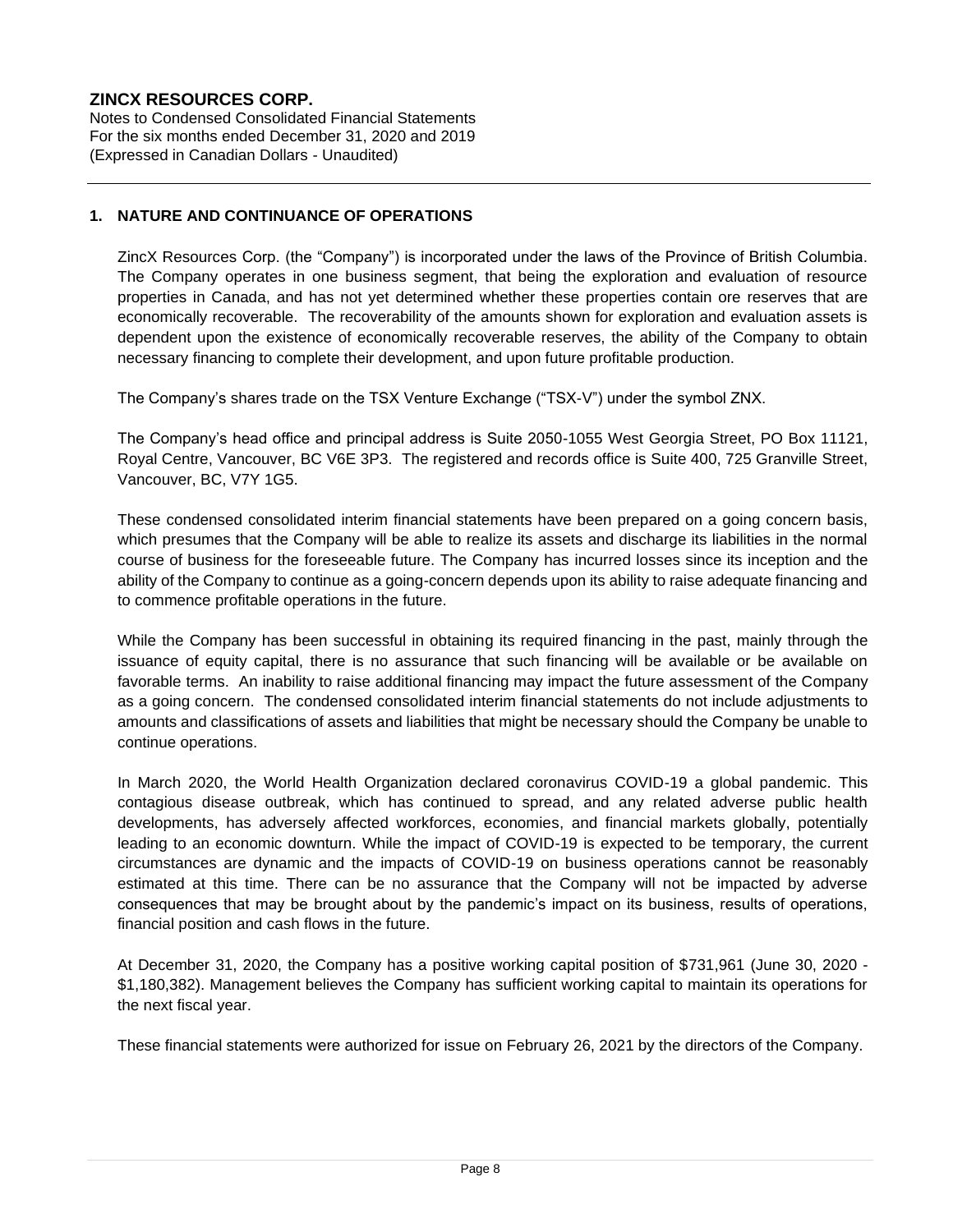## 1. NATURE AND CONTINUANCE OF OPERATIONS

ZincX Resources Corp. (the "Company") is incorporated under the laws of the Province of British Columbia. The Company operates in one business segment, that being the exploration and evaluation of resource properties in Canada, and has not yet determined whether these properties contain ore reserves that are economically recoverable. The recoverability of the amounts shown for exploration and evaluation assets is dependent upon the existence of economically recoverable reserves, the ability of the Company to obtain necessary financing to complete their development, and upon future profitable production.

The Company's shares trade on the TSX Venture Exchange ("TSX-V") under the symbol ZNX.

The Company's head office and principal address is Suite 2050-1055 West Georgia Street, PO Box 11121, Royal Centre, Vancouver, BC V6E 3P3. The registered and records office is Suite 400, 725 Granville Street, Vancouver, BC, V7Y 1G5.

These condensed consolidated interim financial statements have been prepared on a going concern basis, which presumes that the Company will be able to realize its assets and discharge its liabilities in the normal course of business for the foreseeable future. The Company has incurred losses since its inception and the ability of the Company to continue as a going-concern depends upon its ability to raise adequate financing and to commence profitable operations in the future.

While the Company has been successful in obtaining its required financing in the past, mainly through the issuance of equity capital, there is no assurance that such financing will be available or be available on favorable terms. An inability to raise additional financing may impact the future assessment of the Company as a going concern. The condensed consolidated interim financial statements do not include adjustments to amounts and classifications of assets and liabilities that might be necessary should the Company be unable to continue operations.

In March 2020, the World Health Organization declared coronavirus COVID-19 a global pandemic. This contagious disease outbreak, which has continued to spread, and any related adverse public health developments, has adversely affected workforces, economies, and financial markets globally, potentially leading to an economic downturn. While the impact of COVID-19 is expected to be temporary, the current circumstances are dynamic and the impacts of COVID-19 on business operations cannot be reasonably estimated at this time. There can be no assurance that the Company will not be impacted by adverse consequences that may be brought about by the pandemic's impact on its business, results of operations, financial position and cash flows in the future.

At December 31, 2020, the Company has a positive working capital position of $731,961 (June 30, 2020 - $1,180,382). Management believes the Company has sufficient working capital to maintain its operations for the next fiscal year.

These financial statements were authorized for issue on February 26, 2021 by the directors of the Company.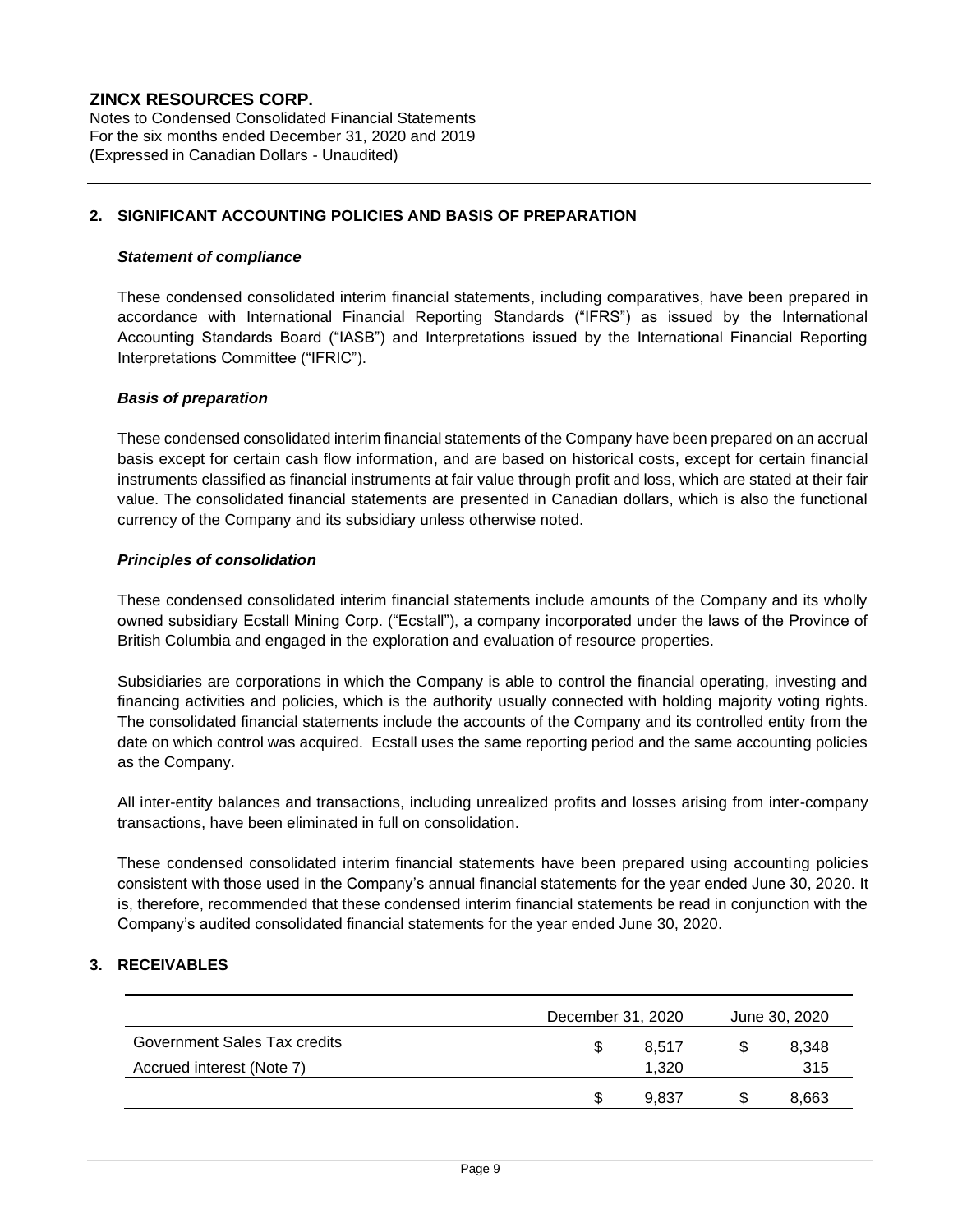## 2. SIGNIFICANT ACCOUNTING POLICIES AND BASIS OF PREPARATION

### *Statement of compliance*

These condensed consolidated interim financial statements, including comparatives, have been prepared in accordance with International Financial Reporting Standards ("IFRS") as issued by the International Accounting Standards Board ("IASB") and Interpretations issued by the International Financial Reporting Interpretations Committee ("IFRIC").

### *Basis of preparation*

These condensed consolidated interim financial statements of the Company have been prepared on an accrual basis except for certain cash flow information, and are based on historical costs, except for certain financial instruments classified as financial instruments at fair value through profit and loss, which are stated at their fair value. The consolidated financial statements are presented in Canadian dollars, which is also the functional currency of the Company and its subsidiary unless otherwise noted.

### *Principles of consolidation*

These condensed consolidated interim financial statements include amounts of the Company and its wholly owned subsidiary Ecstall Mining Corp. ("Ecstall"), a company incorporated under the laws of the Province of British Columbia and engaged in the exploration and evaluation of resource properties.

Subsidiaries are corporations in which the Company is able to control the financial operating, investing and financing activities and policies, which is the authority usually connected with holding majority voting rights. The consolidated financial statements include the accounts of the Company and its controlled entity from the date on which control was acquired. Ecstall uses the same reporting period and the same accounting policies as the Company.

All inter-entity balances and transactions, including unrealized profits and losses arising from inter-company transactions, have been eliminated in full on consolidation.

These condensed consolidated interim financial statements have been prepared using accounting policies consistent with those used in the Company's annual financial statements for the year ended June 30, 2020. It is, therefore, recommended that these condensed interim financial statements be read in conjunction with the Company's audited consolidated financial statements for the year ended June 30, 2020.

## 3. RECEIVABLES

| | December 31, 2020 | June 30, 2020 |
|---|---|---|
| Government Sales Tax credits | $ 8,517 | $ 8,348 |
| Accrued interest (Note 7) | 1,320 | 315 |
| | $ 9,837 | $ 8,663 |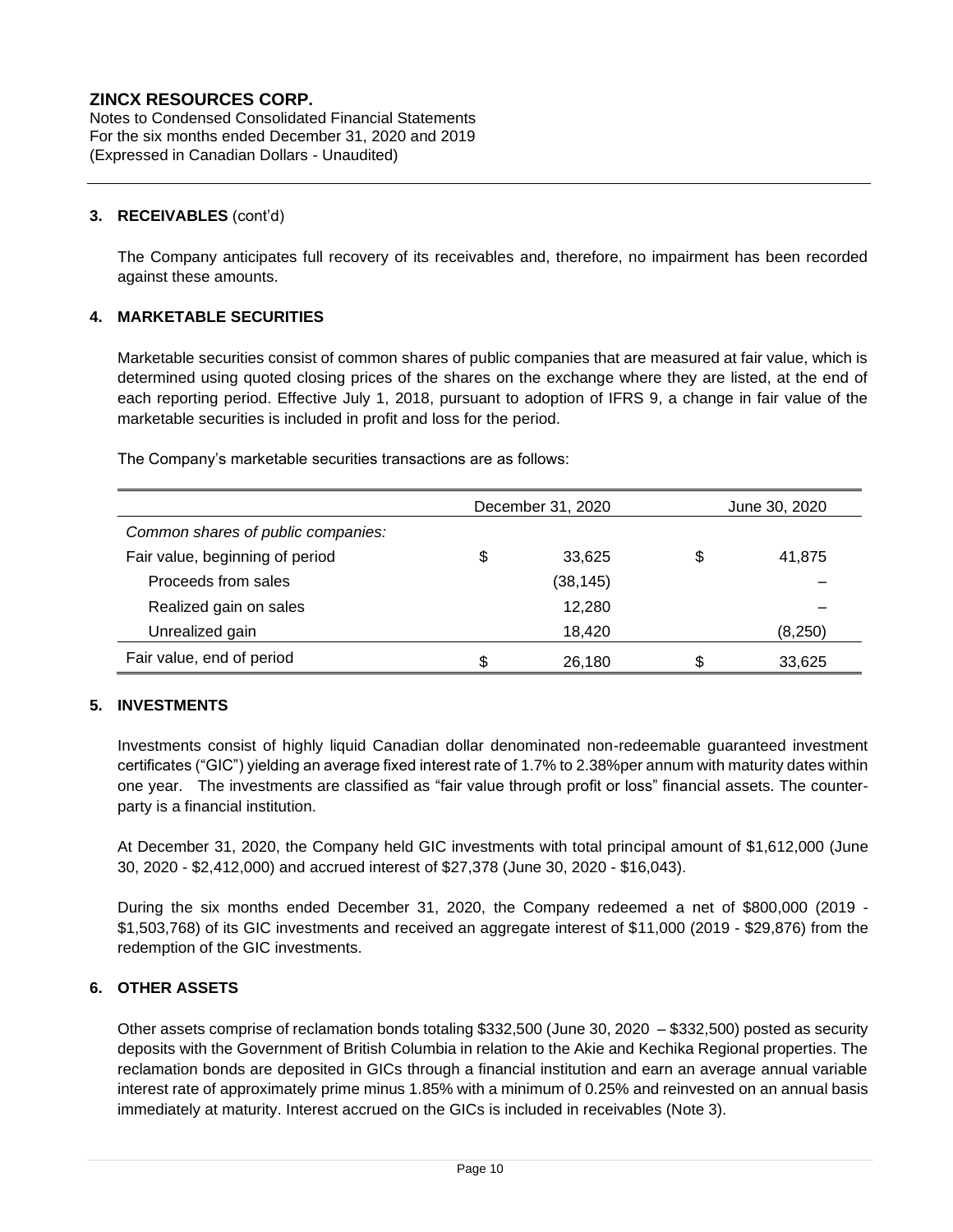ZINCX RESOURCES CORP.
Notes to Condensed Consolidated Financial Statements
For the six months ended December 31, 2020 and 2019
(Expressed in Canadian Dollars - Unaudited)

## 3. RECEIVABLES (cont'd)

The Company anticipates full recovery of its receivables and, therefore, no impairment has been recorded against these amounts.

## 4. MARKETABLE SECURITIES

Marketable securities consist of common shares of public companies that are measured at fair value, which is determined using quoted closing prices of the shares on the exchange where they are listed, at the end of each reporting period. Effective July 1, 2018, pursuant to adoption of IFRS 9, a change in fair value of the marketable securities is included in profit and loss for the period.

The Company's marketable securities transactions are as follows:

| | December 31, 2020 | June 30, 2020 |
|---|---|---|
| *Common shares of public companies:* | | |
| Fair value, beginning of period | $ 33,625 | $ 41,875 |
| Proceeds from sales | (38,145) | – |
| Realized gain on sales | 12,280 | – |
| Unrealized gain | 18,420 | (8,250) |
| Fair value, end of period | $ 26,180 | $ 33,625 |

## 5. INVESTMENTS

Investments consist of highly liquid Canadian dollar denominated non-redeemable guaranteed investment certificates ("GIC") yielding an average fixed interest rate of 1.7% to 2.38%per annum with maturity dates within one year. The investments are classified as "fair value through profit or loss" financial assets. The counter-party is a financial institution.

At December 31, 2020, the Company held GIC investments with total principal amount of $1,612,000 (June 30, 2020 - $2,412,000) and accrued interest of $27,378 (June 30, 2020 - $16,043).

During the six months ended December 31, 2020, the Company redeemed a net of $800,000 (2019 - $1,503,768) of its GIC investments and received an aggregate interest of $11,000 (2019 - $29,876) from the redemption of the GIC investments.

## 6. OTHER ASSETS

Other assets comprise of reclamation bonds totaling $332,500 (June 30, 2020 – $332,500) posted as security deposits with the Government of British Columbia in relation to the Akie and Kechika Regional properties. The reclamation bonds are deposited in GICs through a financial institution and earn an average annual variable interest rate of approximately prime minus 1.85% with a minimum of 0.25% and reinvested on an annual basis immediately at maturity. Interest accrued on the GICs is included in receivables (Note 3).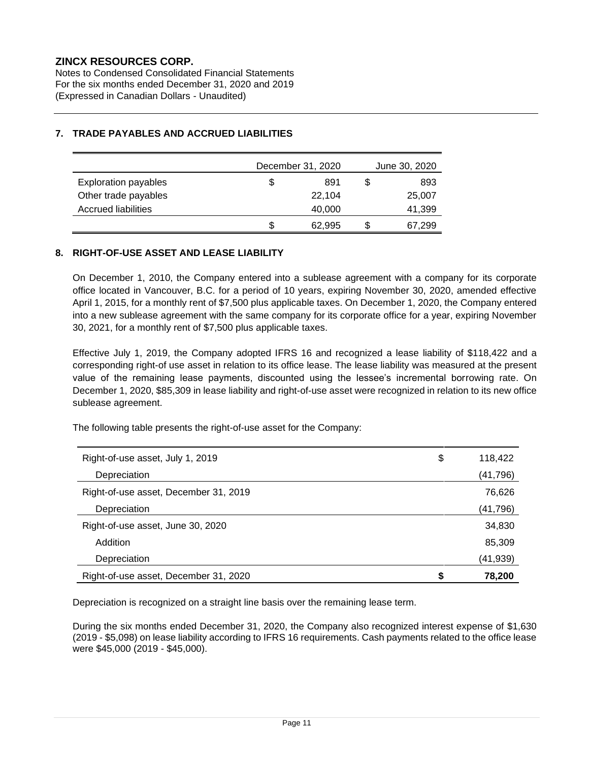## 7. TRADE PAYABLES AND ACCRUED LIABILITIES

| | December 31, 2020 | June 30, 2020 |
|---|---|---|
| Exploration payables | $ 891 | $ 893 |
| Other trade payables | 22,104 | 25,007 |
| Accrued liabilities | 40,000 | 41,399 |
| | $ 62,995 | $ 67,299 |

## 8. RIGHT-OF-USE ASSET AND LEASE LIABILITY

On December 1, 2010, the Company entered into a sublease agreement with a company for its corporate office located in Vancouver, B.C. for a period of 10 years, expiring November 30, 2020, amended effective April 1, 2015, for a monthly rent of $7,500 plus applicable taxes. On December 1, 2020, the Company entered into a new sublease agreement with the same company for its corporate office for a year, expiring November 30, 2021, for a monthly rent of $7,500 plus applicable taxes.

Effective July 1, 2019, the Company adopted IFRS 16 and recognized a lease liability of $118,422 and a corresponding right-of use asset in relation to its office lease. The lease liability was measured at the present value of the remaining lease payments, discounted using the lessee's incremental borrowing rate. On December 1, 2020, $85,309 in lease liability and right-of-use asset were recognized in relation to its new office sublease agreement.

The following table presents the right-of-use asset for the Company:

| | |
|---|---|
| Right-of-use asset, July 1, 2019 | $ 118,422 |
| Depreciation | (41,796) |
| Right-of-use asset, December 31, 2019 | 76,626 |
| Depreciation | (41,796) |
| Right-of-use asset, June 30, 2020 | 34,830 |
| Addition | 85,309 |
| Depreciation | (41,939) |
| **Right-of-use asset, December 31, 2020** | **$ 78,200** |

Depreciation is recognized on a straight line basis over the remaining lease term.

During the six months ended December 31, 2020, the Company also recognized interest expense of $1,630 (2019 - $5,098) on lease liability according to IFRS 16 requirements. Cash payments related to the office lease were $45,000 (2019 - $45,000).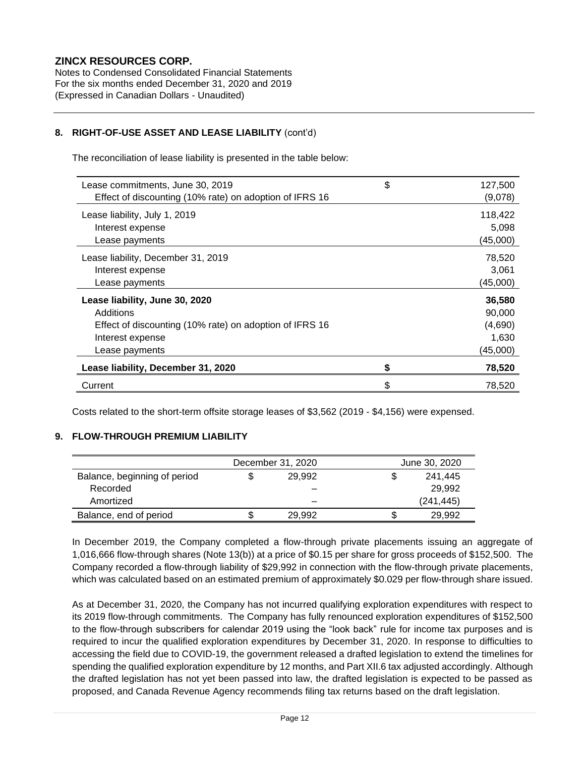## 8. RIGHT-OF-USE ASSET AND LEASE LIABILITY (cont'd)

The reconciliation of lease liability is presented in the table below:

| | | |
|---|---|---|
| Lease commitments, June 30, 2019 | $ | 127,500 |
| Effect of discounting (10% rate) on adoption of IFRS 16 | | (9,078) |
| Lease liability, July 1, 2019 | | 118,422 |
| Interest expense | | 5,098 |
| Lease payments | | (45,000) |
| Lease liability, December 31, 2019 | | 78,520 |
| Interest expense | | 3,061 |
| Lease payments | | (45,000) |
| **Lease liability, June 30, 2020** | | **36,580** |
| Additions | | 90,000 |
| Effect of discounting (10% rate) on adoption of IFRS 16 | | (4,690) |
| Interest expense | | 1,630 |
| Lease payments | | (45,000) |
| **Lease liability, December 31, 2020** | **$** | **78,520** |
| Current | $ | 78,520 |

Costs related to the short-term offsite storage leases of $3,562 (2019 - $4,156) were expensed.

## 9. FLOW-THROUGH PREMIUM LIABILITY

| | December 31, 2020 | | June 30, 2020 | |
|---|---|---|---|---|
| Balance, beginning of period | $ | 29,992 | $ | 241,445 |
| Recorded | | – | | 29,992 |
| Amortized | | – | | (241,445) |
| Balance, end of period | $ | 29,992 | $ | 29,992 |

In December 2019, the Company completed a flow-through private placements issuing an aggregate of 1,016,666 flow-through shares (Note 13(b)) at a price of $0.15 per share for gross proceeds of $152,500. The Company recorded a flow-through liability of $29,992 in connection with the flow-through private placements, which was calculated based on an estimated premium of approximately $0.029 per flow-through share issued.

As at December 31, 2020, the Company has not incurred qualifying exploration expenditures with respect to its 2019 flow-through commitments. The Company has fully renounced exploration expenditures of $152,500 to the flow-through subscribers for calendar 2019 using the "look back" rule for income tax purposes and is required to incur the qualified exploration expenditures by December 31, 2020. In response to difficulties to accessing the field due to COVID-19, the government released a drafted legislation to extend the timelines for spending the qualified exploration expenditure by 12 months, and Part XII.6 tax adjusted accordingly. Although the drafted legislation has not yet been passed into law, the drafted legislation is expected to be passed as proposed, and Canada Revenue Agency recommends filing tax returns based on the draft legislation.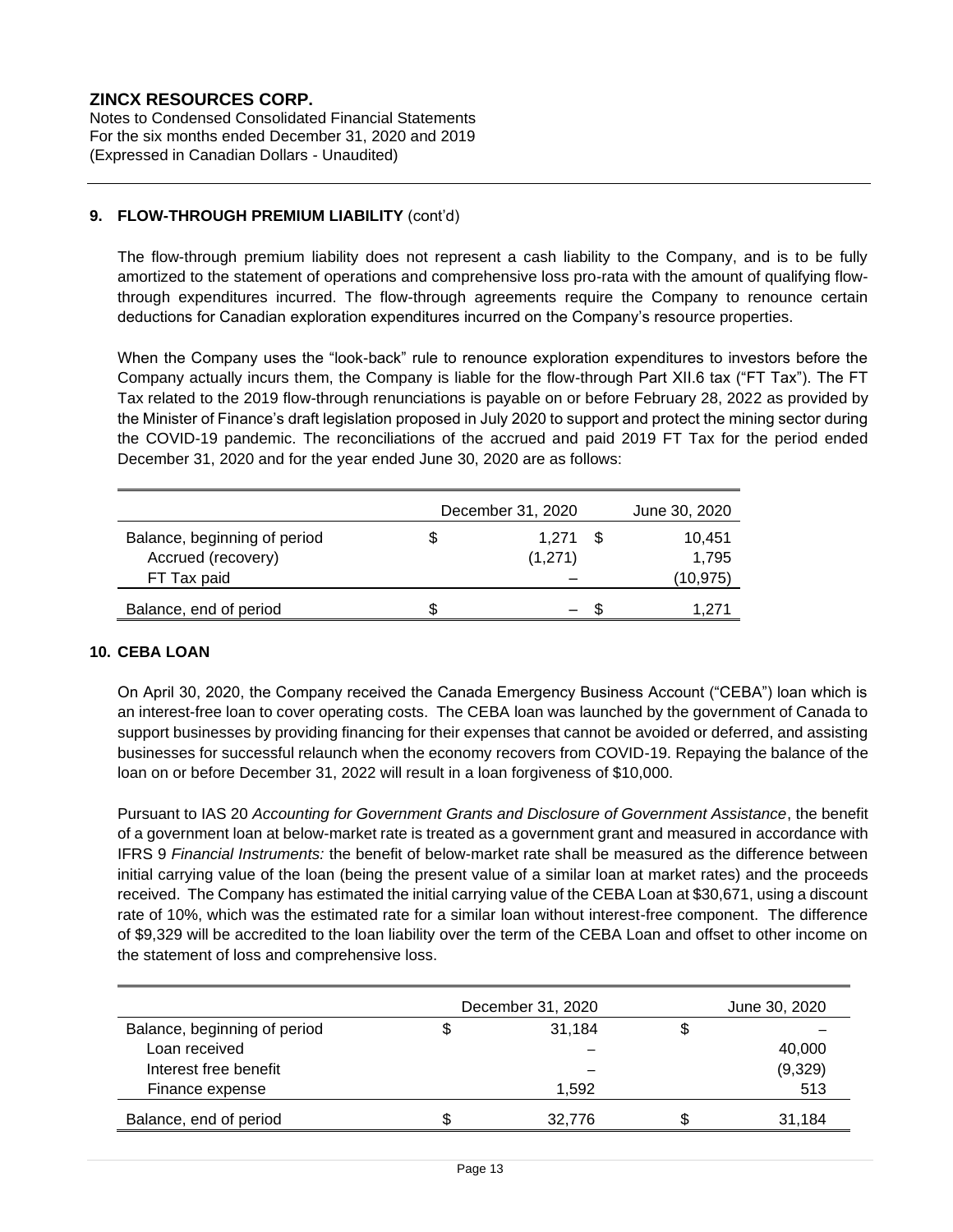**ZINCX RESOURCES CORP.**
Notes to Condensed Consolidated Financial Statements
For the six months ended December 31, 2020 and 2019
(Expressed in Canadian Dollars - Unaudited)

## 9. FLOW-THROUGH PREMIUM LIABILITY (cont'd)

The flow-through premium liability does not represent a cash liability to the Company, and is to be fully amortized to the statement of operations and comprehensive loss pro-rata with the amount of qualifying flow-through expenditures incurred. The flow-through agreements require the Company to renounce certain deductions for Canadian exploration expenditures incurred on the Company's resource properties.

When the Company uses the "look-back" rule to renounce exploration expenditures to investors before the Company actually incurs them, the Company is liable for the flow-through Part XII.6 tax ("FT Tax"). The FT Tax related to the 2019 flow-through renunciations is payable on or before February 28, 2022 as provided by the Minister of Finance's draft legislation proposed in July 2020 to support and protect the mining sector during the COVID-19 pandemic. The reconciliations of the accrued and paid 2019 FT Tax for the period ended December 31, 2020 and for the year ended June 30, 2020 are as follows:

| | December 31, 2020 | June 30, 2020 |
|---|---|---|
| Balance, beginning of period | $ 1,271 | $ 10,451 |
| Accrued (recovery) | (1,271) | 1,795 |
| FT Tax paid | – | (10,975) |
| Balance, end of period | $ – | $ 1,271 |

## 10. CEBA LOAN

On April 30, 2020, the Company received the Canada Emergency Business Account ("CEBA") loan which is an interest-free loan to cover operating costs. The CEBA loan was launched by the government of Canada to support businesses by providing financing for their expenses that cannot be avoided or deferred, and assisting businesses for successful relaunch when the economy recovers from COVID-19. Repaying the balance of the loan on or before December 31, 2022 will result in a loan forgiveness of $10,000.

Pursuant to IAS 20 *Accounting for Government Grants and Disclosure of Government Assistance*, the benefit of a government loan at below-market rate is treated as a government grant and measured in accordance with IFRS 9 *Financial Instruments:* the benefit of below-market rate shall be measured as the difference between initial carrying value of the loan (being the present value of a similar loan at market rates) and the proceeds received. The Company has estimated the initial carrying value of the CEBA Loan at $30,671, using a discount rate of 10%, which was the estimated rate for a similar loan without interest-free component. The difference of $9,329 will be accredited to the loan liability over the term of the CEBA Loan and offset to other income on the statement of loss and comprehensive loss.

| | December 31, 2020 | June 30, 2020 |
|---|---|---|
| Balance, beginning of period | $ 31,184 | $ – |
| Loan received | – | 40,000 |
| Interest free benefit | – | (9,329) |
| Finance expense | 1,592 | 513 |
| Balance, end of period | $ 32,776 | $ 31,184 |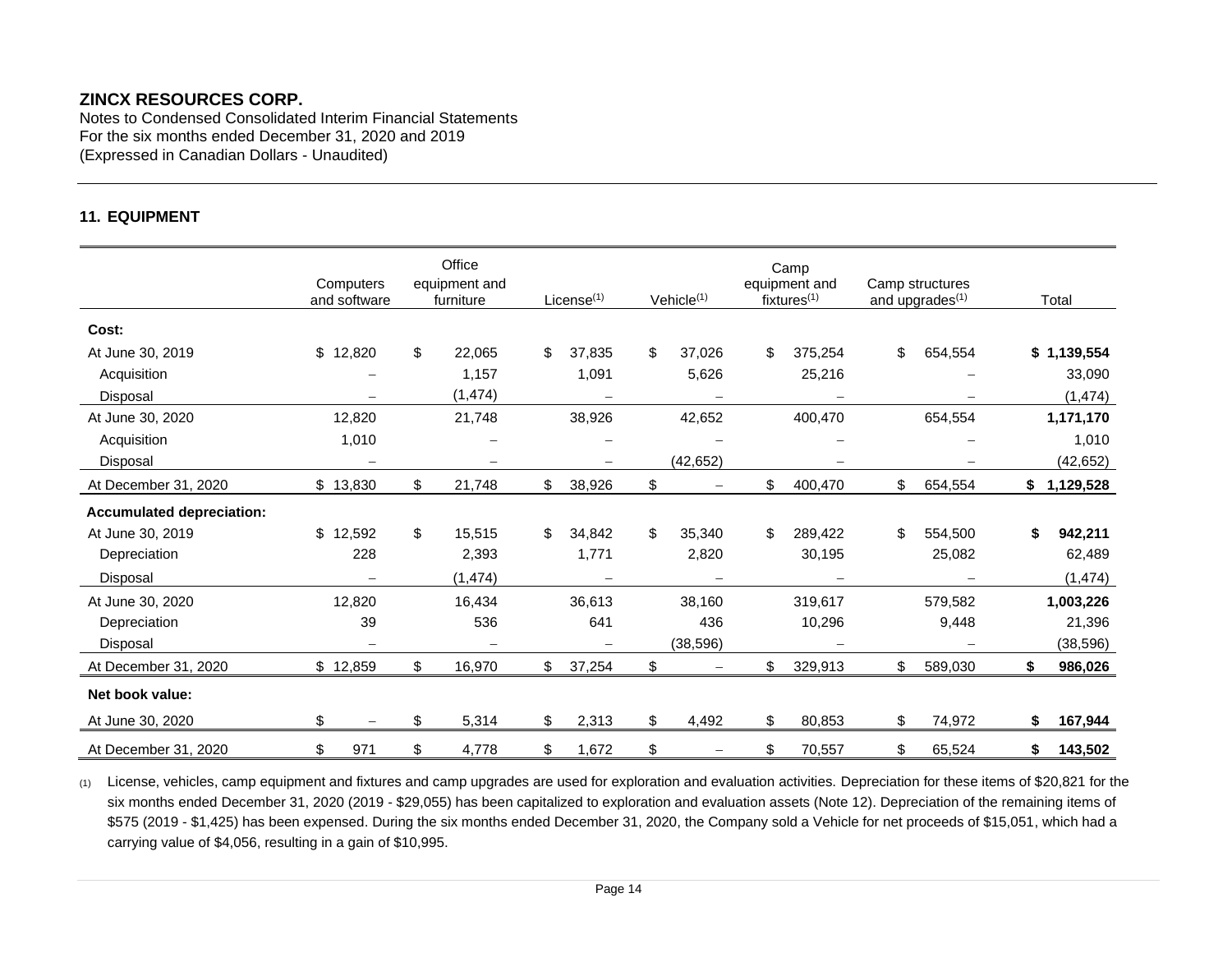**ZINCX RESOURCES CORP.**
Notes to Condensed Consolidated Interim Financial Statements
For the six months ended December 31, 2020 and 2019
(Expressed in Canadian Dollars - Unaudited)

## 11. EQUIPMENT

| | Computers and software | Office equipment and furniture | License[(1)] | Vehicle[(1)] | Camp equipment and fixtures[(1)] | Camp structures and upgrades[(1)] | Total |
|---|---|---|---|---|---|---|---|
| **Cost:** | | | | | | | |
| At June 30, 2019 | $ 12,820 | $ 22,065 | $ 37,835 | $ 37,026 | $ 375,254 | $ 654,554 | **$ 1,139,554** |
| Acquisition | – | 1,157 | 1,091 | 5,626 | 25,216 | – | 33,090 |
| Disposal | – | (1,474) | – | – | – | – | (1,474) |
| At June 30, 2020 | 12,820 | 21,748 | 38,926 | 42,652 | 400,470 | 654,554 | **1,171,170** |
| Acquisition | 1,010 | – | – | – | – | – | 1,010 |
| Disposal | – | – | – | (42,652) | – | – | (42,652) |
| At December 31, 2020 | $ 13,830 | $ 21,748 | $ 38,926 | $ – | $ 400,470 | $ 654,554 | **$ 1,129,528** |
| **Accumulated depreciation:** | | | | | | | |
| At June 30, 2019 | $ 12,592 | $ 15,515 | $ 34,842 | $ 35,340 | $ 289,422 | $ 554,500 | **$ 942,211** |
| Depreciation | 228 | 2,393 | 1,771 | 2,820 | 30,195 | 25,082 | 62,489 |
| Disposal | – | (1,474) | – | – | – | – | (1,474) |
| At June 30, 2020 | 12,820 | 16,434 | 36,613 | 38,160 | 319,617 | 579,582 | **1,003,226** |
| Depreciation | 39 | 536 | 641 | 436 | 10,296 | 9,448 | 21,396 |
| Disposal | – | – | – | (38,596) | – | – | (38,596) |
| At December 31, 2020 | $ 12,859 | $ 16,970 | $ 37,254 | $ – | $ 329,913 | $ 589,030 | **$ 986,026** |
| **Net book value:** | | | | | | | |
| At June 30, 2020 | $ – | $ 5,314 | $ 2,313 | $ 4,492 | $ 80,853 | $ 74,972 | **$ 167,944** |
| At December 31, 2020 | $ 971 | $ 4,778 | $ 1,672 | $ – | $ 70,557 | $ 65,524 | **$ 143,502** |

(1) License, vehicles, camp equipment and fixtures and camp upgrades are used for exploration and evaluation activities. Depreciation for these items of $20,821 for the six months ended December 31, 2020 (2019 - $29,055) has been capitalized to exploration and evaluation assets (Note 12). Depreciation of the remaining items of $575 (2019 - $1,425) has been expensed. During the six months ended December 31, 2020, the Company sold a Vehicle for net proceeds of $15,051, which had a carrying value of $4,056, resulting in a gain of $10,995.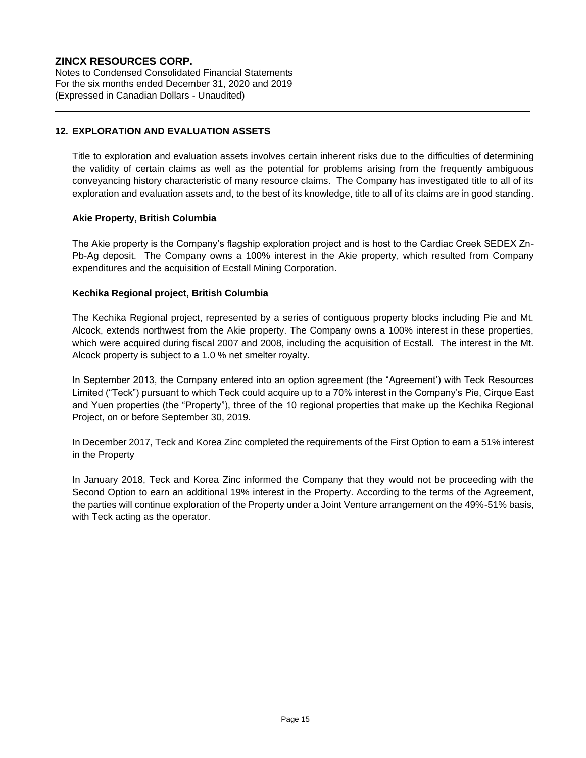## 12. EXPLORATION AND EVALUATION ASSETS

Title to exploration and evaluation assets involves certain inherent risks due to the difficulties of determining the validity of certain claims as well as the potential for problems arising from the frequently ambiguous conveyancing history characteristic of many resource claims. The Company has investigated title to all of its exploration and evaluation assets and, to the best of its knowledge, title to all of its claims are in good standing.

### Akie Property, British Columbia

The Akie property is the Company's flagship exploration project and is host to the Cardiac Creek SEDEX Zn-Pb-Ag deposit. The Company owns a 100% interest in the Akie property, which resulted from Company expenditures and the acquisition of Ecstall Mining Corporation.

### Kechika Regional project, British Columbia

The Kechika Regional project, represented by a series of contiguous property blocks including Pie and Mt. Alcock, extends northwest from the Akie property. The Company owns a 100% interest in these properties, which were acquired during fiscal 2007 and 2008, including the acquisition of Ecstall. The interest in the Mt. Alcock property is subject to a 1.0 % net smelter royalty.

In September 2013, the Company entered into an option agreement (the "Agreement') with Teck Resources Limited ("Teck") pursuant to which Teck could acquire up to a 70% interest in the Company's Pie, Cirque East and Yuen properties (the "Property"), three of the 10 regional properties that make up the Kechika Regional Project, on or before September 30, 2019.

In December 2017, Teck and Korea Zinc completed the requirements of the First Option to earn a 51% interest in the Property

In January 2018, Teck and Korea Zinc informed the Company that they would not be proceeding with the Second Option to earn an additional 19% interest in the Property. According to the terms of the Agreement, the parties will continue exploration of the Property under a Joint Venture arrangement on the 49%-51% basis, with Teck acting as the operator.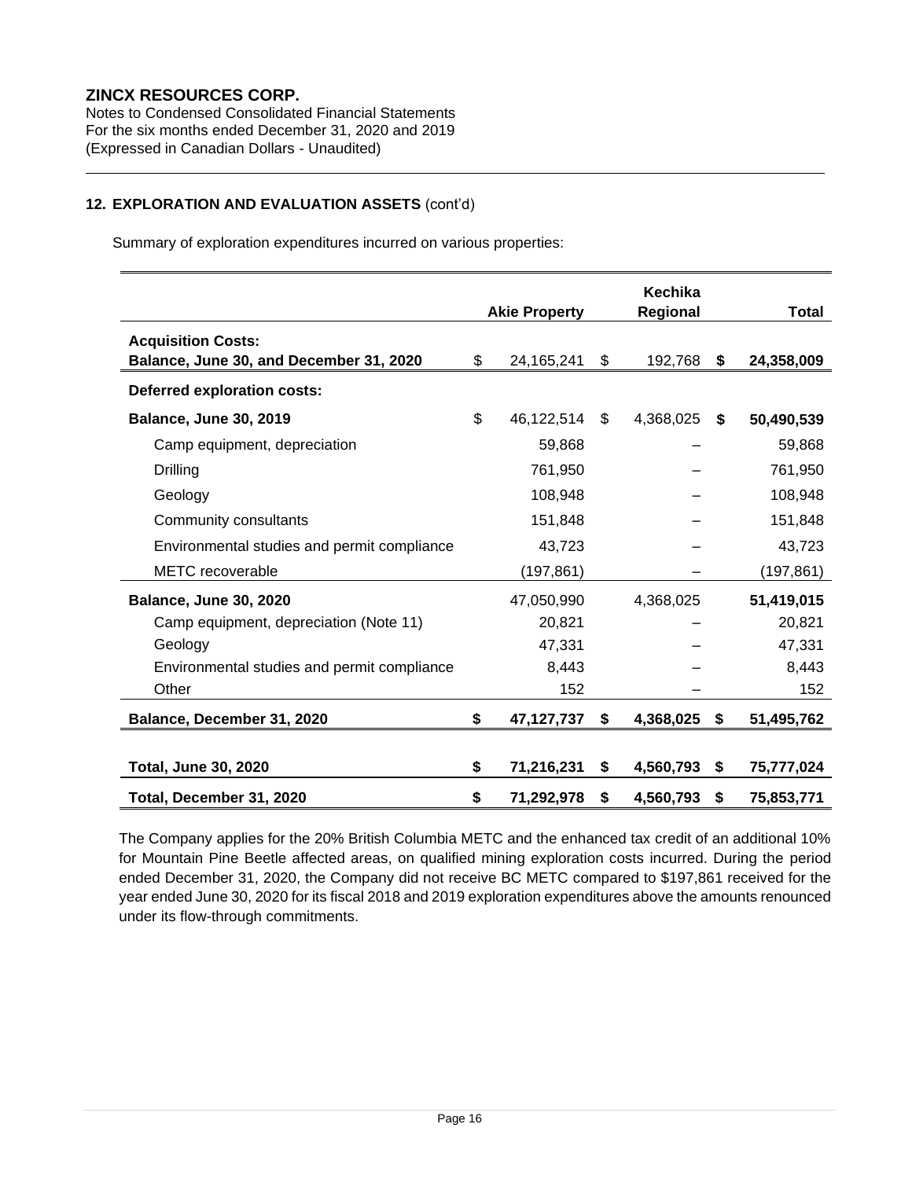## 12. EXPLORATION AND EVALUATION ASSETS (cont'd)

Summary of exploration expenditures incurred on various properties:

| | Akie Property | Kechika Regional | Total |
|---|---|---|---|
| **Acquisition Costs:** | | | |
| **Balance, June 30, and December 31, 2020** | $ 24,165,241 | $ 192,768 | **$ 24,358,009** |
| **Deferred exploration costs:** | | | |
| **Balance, June 30, 2019** | $ 46,122,514 | $ 4,368,025 | **$ 50,490,539** |
| Camp equipment, depreciation | 59,868 | – | 59,868 |
| Drilling | 761,950 | – | 761,950 |
| Geology | 108,948 | – | 108,948 |
| Community consultants | 151,848 | – | 151,848 |
| Environmental studies and permit compliance | 43,723 | – | 43,723 |
| METC recoverable | (197,861) | – | (197,861) |
| **Balance, June 30, 2020** | 47,050,990 | 4,368,025 | **51,419,015** |
| Camp equipment, depreciation (Note 11) | 20,821 | – | 20,821 |
| Geology | 47,331 | – | 47,331 |
| Environmental studies and permit compliance | 8,443 | – | 8,443 |
| Other | 152 | – | 152 |
| **Balance, December 31, 2020** | **$ 47,127,737** | **$ 4,368,025** | **$ 51,495,762** |
| **Total, June 30, 2020** | **$ 71,216,231** | **$ 4,560,793** | **$ 75,777,024** |
| **Total, December 31, 2020** | **$ 71,292,978** | **$ 4,560,793** | **$ 75,853,771** |

The Company applies for the 20% British Columbia METC and the enhanced tax credit of an additional 10% for Mountain Pine Beetle affected areas, on qualified mining exploration costs incurred. During the period ended December 31, 2020, the Company did not receive BC METC compared to $197,861 received for the year ended June 30, 2020 for its fiscal 2018 and 2019 exploration expenditures above the amounts renounced under its flow-through commitments.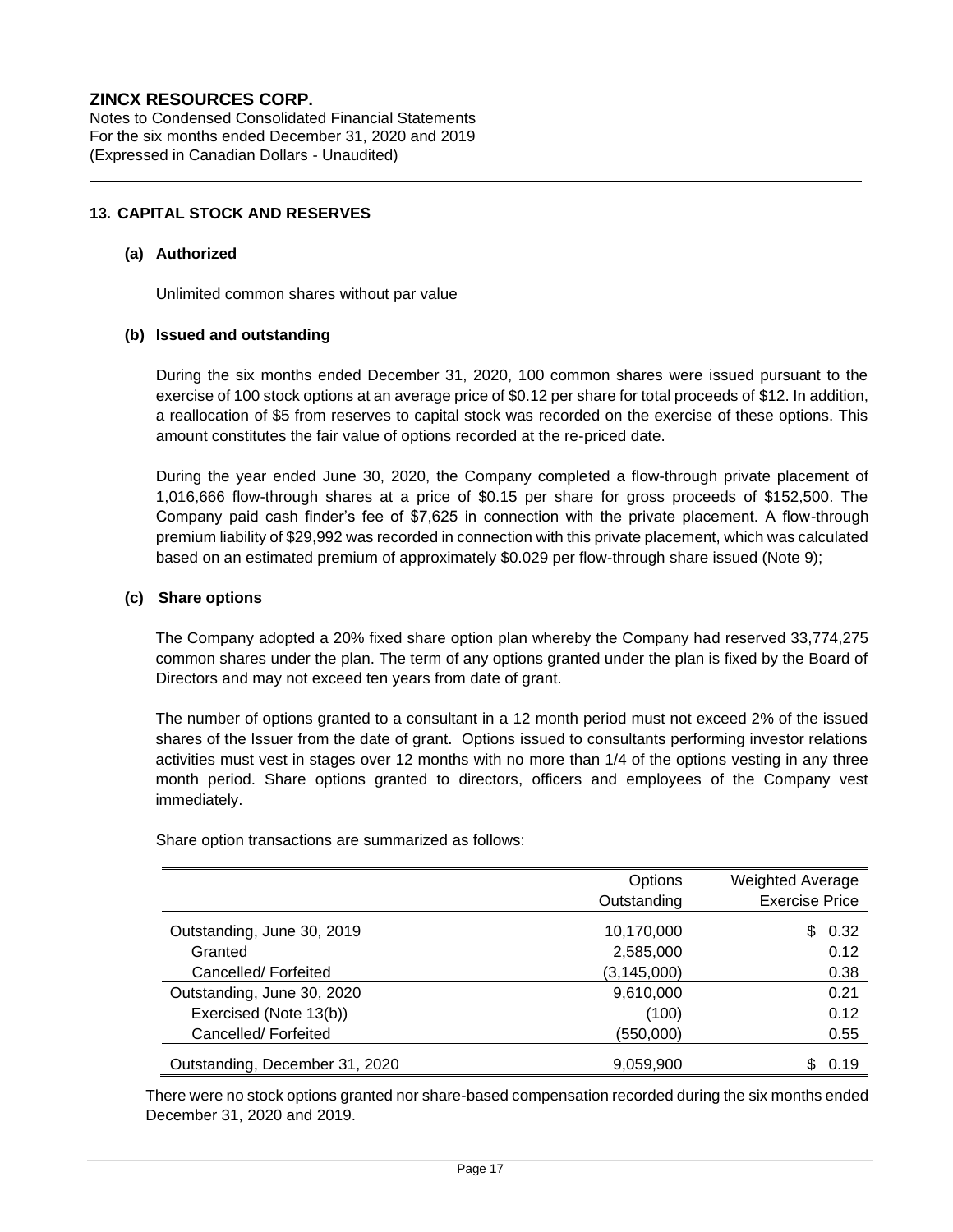## 13. CAPITAL STOCK AND RESERVES

### (a) Authorized

Unlimited common shares without par value

### (b) Issued and outstanding

During the six months ended December 31, 2020, 100 common shares were issued pursuant to the exercise of 100 stock options at an average price of $0.12 per share for total proceeds of $12. In addition, a reallocation of $5 from reserves to capital stock was recorded on the exercise of these options. This amount constitutes the fair value of options recorded at the re-priced date.

During the year ended June 30, 2020, the Company completed a flow-through private placement of 1,016,666 flow-through shares at a price of $0.15 per share for gross proceeds of $152,500. The Company paid cash finder's fee of $7,625 in connection with the private placement. A flow-through premium liability of $29,992 was recorded in connection with this private placement, which was calculated based on an estimated premium of approximately $0.029 per flow-through share issued (Note 9);

### (c) Share options

The Company adopted a 20% fixed share option plan whereby the Company had reserved 33,774,275 common shares under the plan. The term of any options granted under the plan is fixed by the Board of Directors and may not exceed ten years from date of grant.

The number of options granted to a consultant in a 12 month period must not exceed 2% of the issued shares of the Issuer from the date of grant. Options issued to consultants performing investor relations activities must vest in stages over 12 months with no more than 1/4 of the options vesting in any three month period. Share options granted to directors, officers and employees of the Company vest immediately.

Share option transactions are summarized as follows:

| | Options Outstanding | Weighted Average Exercise Price |
|---|---|---|
| Outstanding, June 30, 2019 | 10,170,000 | $ 0.32 |
| Granted | 2,585,000 | 0.12 |
| Cancelled/ Forfeited | (3,145,000) | 0.38 |
| Outstanding, June 30, 2020 | 9,610,000 | 0.21 |
| Exercised (Note 13(b)) | (100) | 0.12 |
| Cancelled/ Forfeited | (550,000) | 0.55 |
| Outstanding, December 31, 2020 | 9,059,900 | $ 0.19 |

There were no stock options granted nor share-based compensation recorded during the six months ended December 31, 2020 and 2019.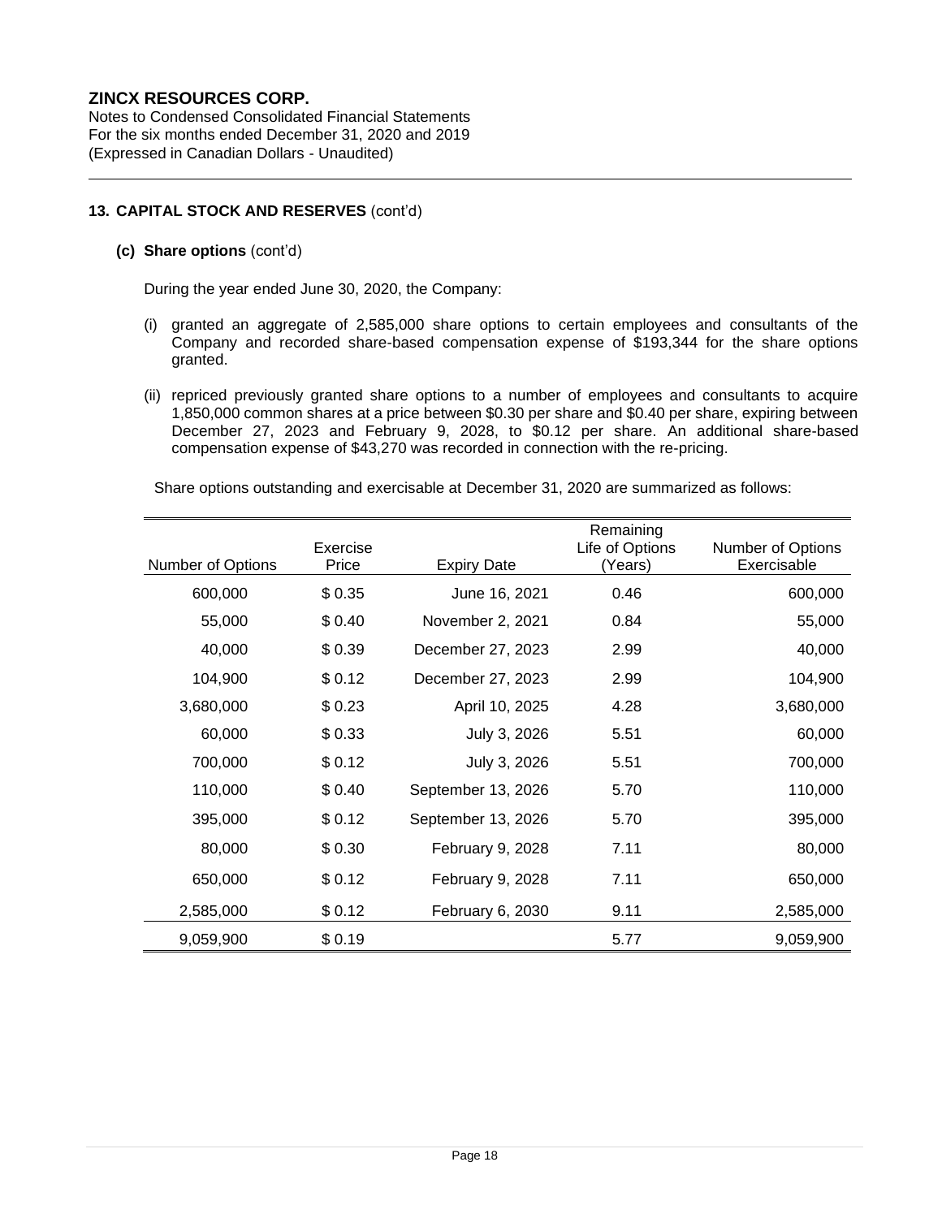**ZINCX RESOURCES CORP.**
Notes to Condensed Consolidated Financial Statements
For the six months ended December 31, 2020 and 2019
(Expressed in Canadian Dollars - Unaudited)

## 13. CAPITAL STOCK AND RESERVES (cont'd)

### (c) Share options (cont'd)

During the year ended June 30, 2020, the Company:

(i) granted an aggregate of 2,585,000 share options to certain employees and consultants of the Company and recorded share-based compensation expense of $193,344 for the share options granted.

(ii) repriced previously granted share options to a number of employees and consultants to acquire 1,850,000 common shares at a price between $0.30 per share and $0.40 per share, expiring between December 27, 2023 and February 9, 2028, to $0.12 per share. An additional share-based compensation expense of $43,270 was recorded in connection with the re-pricing.

Share options outstanding and exercisable at December 31, 2020 are summarized as follows:

| Number of Options | Exercise Price | Expiry Date | Remaining Life of Options (Years) | Number of Options Exercisable |
|---|---|---|---|---|
| 600,000 | $ 0.35 | June 16, 2021 | 0.46 | 600,000 |
| 55,000 | $ 0.40 | November 2, 2021 | 0.84 | 55,000 |
| 40,000 | $ 0.39 | December 27, 2023 | 2.99 | 40,000 |
| 104,900 | $ 0.12 | December 27, 2023 | 2.99 | 104,900 |
| 3,680,000 | $ 0.23 | April 10, 2025 | 4.28 | 3,680,000 |
| 60,000 | $ 0.33 | July 3, 2026 | 5.51 | 60,000 |
| 700,000 | $ 0.12 | July 3, 2026 | 5.51 | 700,000 |
| 110,000 | $ 0.40 | September 13, 2026 | 5.70 | 110,000 |
| 395,000 | $ 0.12 | September 13, 2026 | 5.70 | 395,000 |
| 80,000 | $ 0.30 | February 9, 2028 | 7.11 | 80,000 |
| 650,000 | $ 0.12 | February 9, 2028 | 7.11 | 650,000 |
| 2,585,000 | $ 0.12 | February 6, 2030 | 9.11 | 2,585,000 |
| 9,059,900 | $ 0.19 | | 5.77 | 9,059,900 |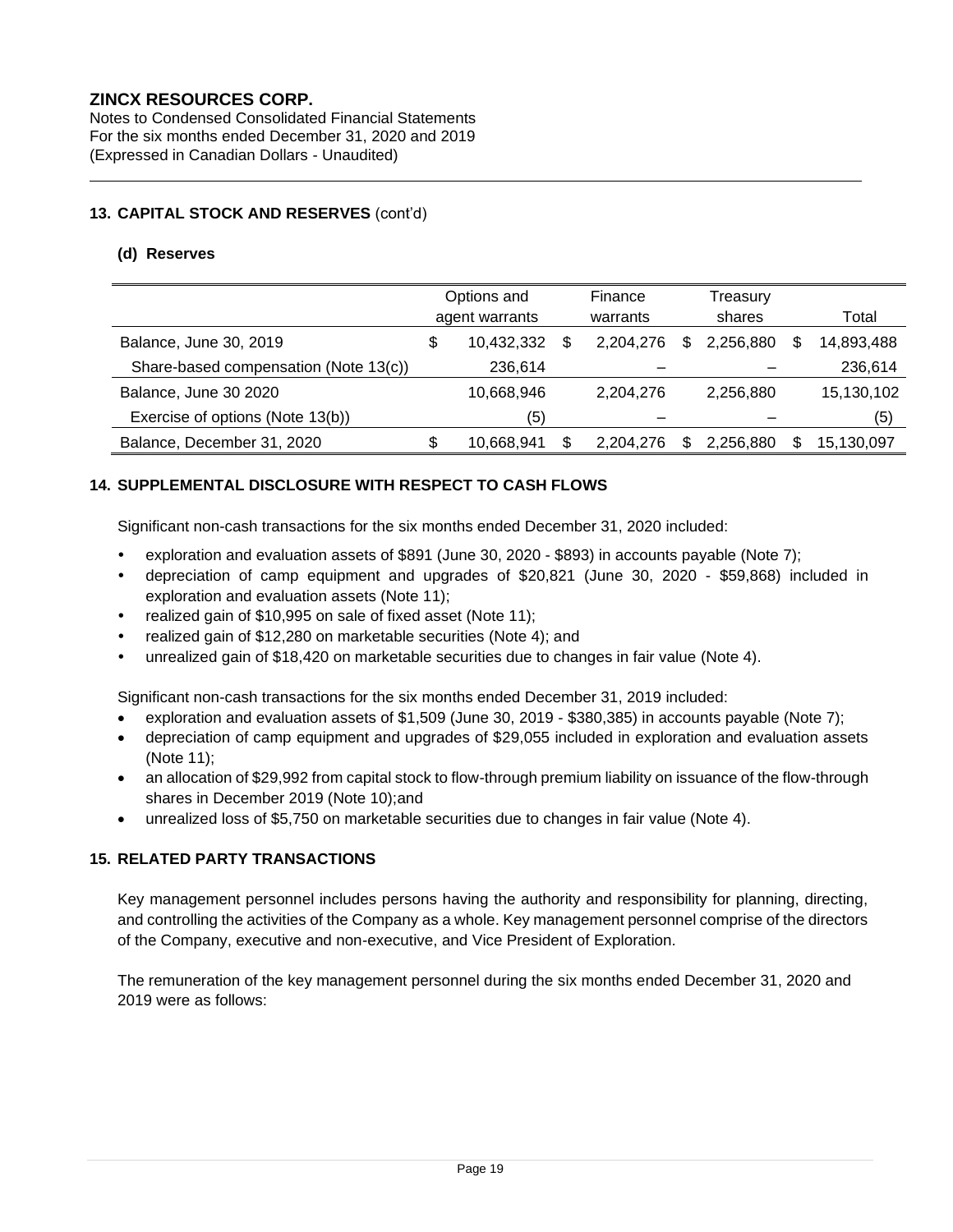**ZINCX RESOURCES CORP.**
Notes to Condensed Consolidated Financial Statements
For the six months ended December 31, 2020 and 2019
(Expressed in Canadian Dollars - Unaudited)

## 13. CAPITAL STOCK AND RESERVES (cont'd)

### (d) Reserves

| | Options and agent warrants | Finance warrants | Treasury shares | Total |
|---|---|---|---|---|
| Balance, June 30, 2019 | $ 10,432,332 | $ 2,204,276 | $ 2,256,880 | $ 14,893,488 |
| Share-based compensation (Note 13(c)) | 236,614 | – | – | 236,614 |
| Balance, June 30 2020 | 10,668,946 | 2,204,276 | 2,256,880 | 15,130,102 |
| Exercise of options (Note 13(b)) | (5) | – | – | (5) |
| Balance, December 31, 2020 | $ 10,668,941 | $ 2,204,276 | $ 2,256,880 | $ 15,130,097 |

## 14. SUPPLEMENTAL DISCLOSURE WITH RESPECT TO CASH FLOWS

Significant non-cash transactions for the six months ended December 31, 2020 included:

- exploration and evaluation assets of $891 (June 30, 2020 - $893) in accounts payable (Note 7);
- depreciation of camp equipment and upgrades of $20,821 (June 30, 2020 - $59,868) included in exploration and evaluation assets (Note 11);
- realized gain of $10,995 on sale of fixed asset (Note 11);
- realized gain of $12,280 on marketable securities (Note 4); and
- unrealized gain of $18,420 on marketable securities due to changes in fair value (Note 4).

Significant non-cash transactions for the six months ended December 31, 2019 included:

- exploration and evaluation assets of $1,509 (June 30, 2019 - $380,385) in accounts payable (Note 7);
- depreciation of camp equipment and upgrades of $29,055 included in exploration and evaluation assets (Note 11);
- an allocation of $29,992 from capital stock to flow-through premium liability on issuance of the flow-through shares in December 2019 (Note 10);and
- unrealized loss of $5,750 on marketable securities due to changes in fair value (Note 4).

## 15. RELATED PARTY TRANSACTIONS

Key management personnel includes persons having the authority and responsibility for planning, directing, and controlling the activities of the Company as a whole. Key management personnel comprise of the directors of the Company, executive and non-executive, and Vice President of Exploration.

The remuneration of the key management personnel during the six months ended December 31, 2020 and 2019 were as follows: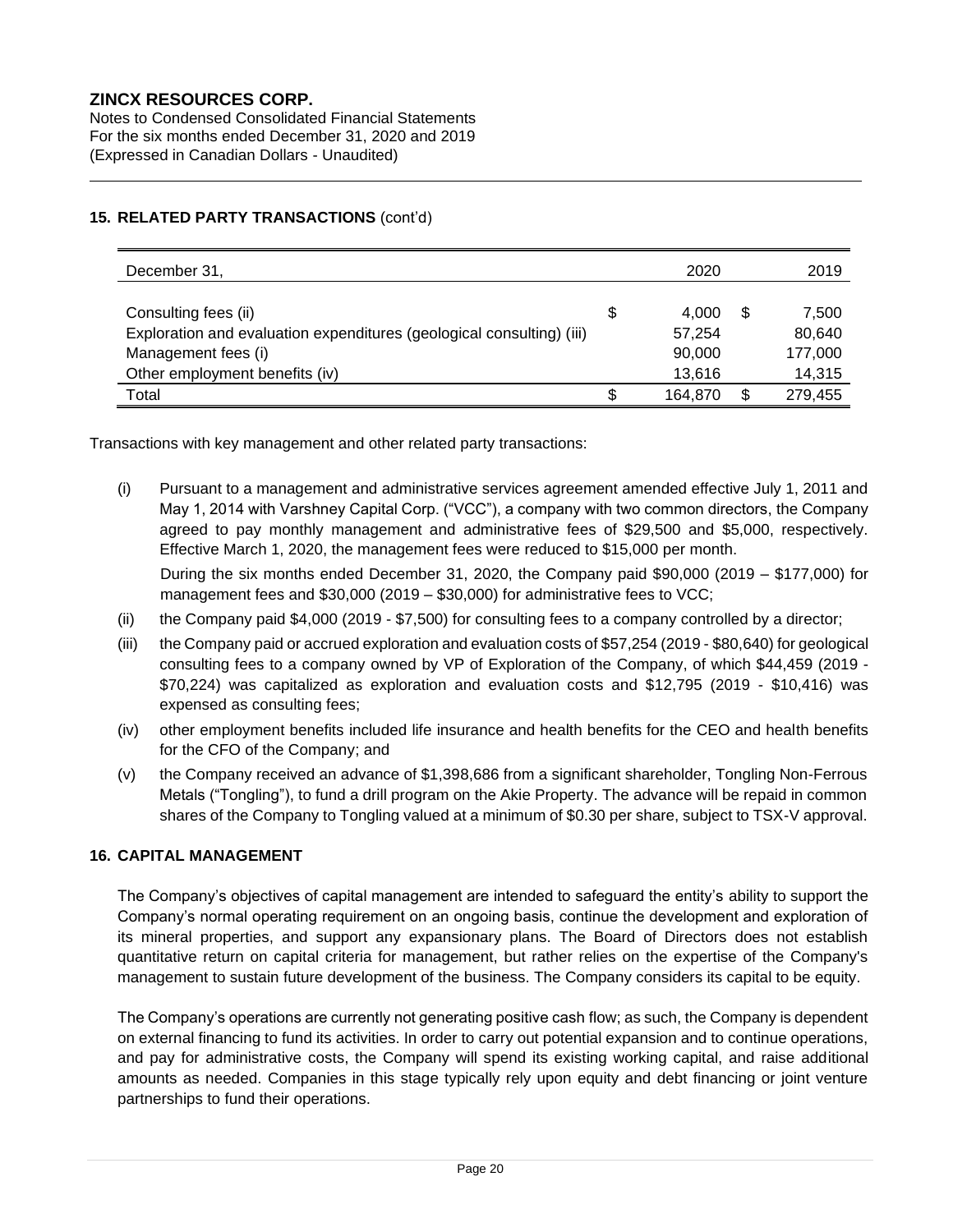## 15. RELATED PARTY TRANSACTIONS (cont'd)

| December 31, | | 2020 | | 2019 |
|---|---|---|---|---|
| Consulting fees (ii) | $ | 4,000 | $ | 7,500 |
| Exploration and evaluation expenditures (geological consulting) (iii) | | 57,254 | | 80,640 |
| Management fees (i) | | 90,000 | | 177,000 |
| Other employment benefits (iv) | | 13,616 | | 14,315 |
| Total | $ | 164,870 | $ | 279,455 |

Transactions with key management and other related party transactions:

(i) Pursuant to a management and administrative services agreement amended effective July 1, 2011 and May 1, 2014 with Varshney Capital Corp. ("VCC"), a company with two common directors, the Company agreed to pay monthly management and administrative fees of $29,500 and $5,000, respectively. Effective March 1, 2020, the management fees were reduced to $15,000 per month.

During the six months ended December 31, 2020, the Company paid $90,000 (2019 – $177,000) for management fees and $30,000 (2019 – $30,000) for administrative fees to VCC;

(ii) the Company paid $4,000 (2019 - $7,500) for consulting fees to a company controlled by a director;

(iii) the Company paid or accrued exploration and evaluation costs of $57,254 (2019 - $80,640) for geological consulting fees to a company owned by VP of Exploration of the Company, of which $44,459 (2019 - $70,224) was capitalized as exploration and evaluation costs and $12,795 (2019 - $10,416) was expensed as consulting fees;

(iv) other employment benefits included life insurance and health benefits for the CEO and health benefits for the CFO of the Company; and

(v) the Company received an advance of $1,398,686 from a significant shareholder, Tongling Non-Ferrous Metals ("Tongling"), to fund a drill program on the Akie Property. The advance will be repaid in common shares of the Company to Tongling valued at a minimum of $0.30 per share, subject to TSX-V approval.

## 16. CAPITAL MANAGEMENT

The Company's objectives of capital management are intended to safeguard the entity's ability to support the Company's normal operating requirement on an ongoing basis, continue the development and exploration of its mineral properties, and support any expansionary plans. The Board of Directors does not establish quantitative return on capital criteria for management, but rather relies on the expertise of the Company's management to sustain future development of the business. The Company considers its capital to be equity.

The Company's operations are currently not generating positive cash flow; as such, the Company is dependent on external financing to fund its activities. In order to carry out potential expansion and to continue operations, and pay for administrative costs, the Company will spend its existing working capital, and raise additional amounts as needed. Companies in this stage typically rely upon equity and debt financing or joint venture partnerships to fund their operations.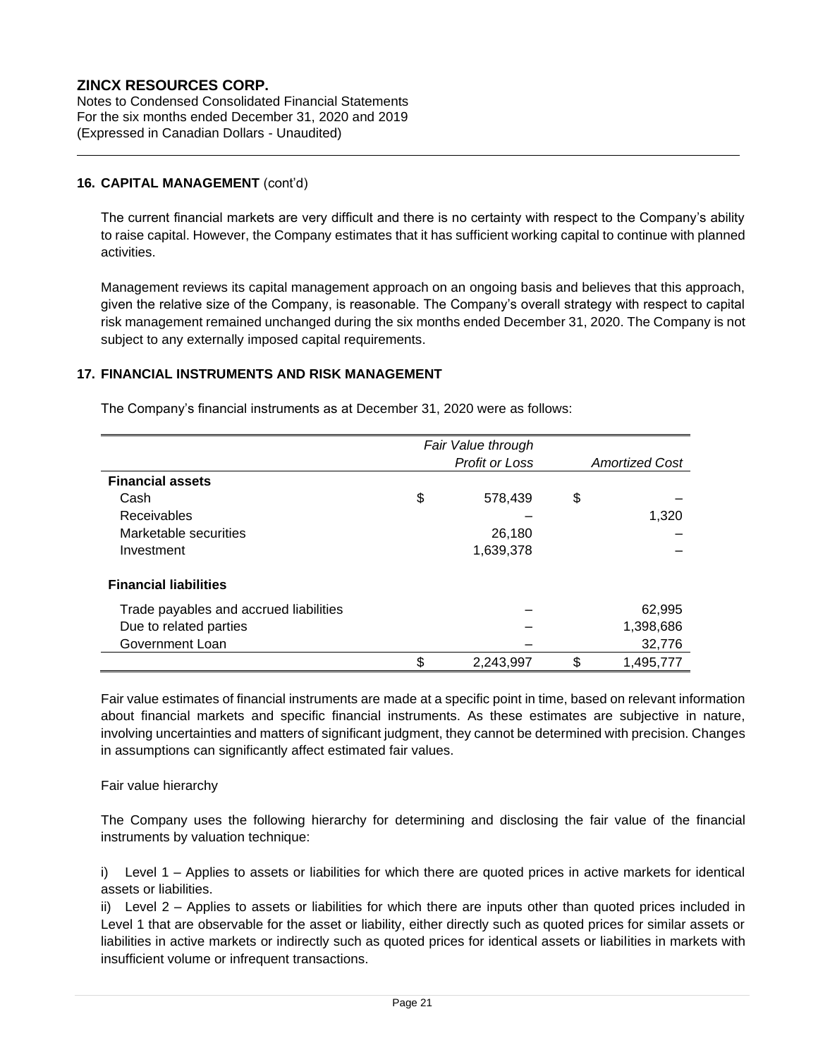## 16. CAPITAL MANAGEMENT (cont'd)

The current financial markets are very difficult and there is no certainty with respect to the Company's ability to raise capital. However, the Company estimates that it has sufficient working capital to continue with planned activities.

Management reviews its capital management approach on an ongoing basis and believes that this approach, given the relative size of the Company, is reasonable. The Company's overall strategy with respect to capital risk management remained unchanged during the six months ended December 31, 2020. The Company is not subject to any externally imposed capital requirements.

## 17. FINANCIAL INSTRUMENTS AND RISK MANAGEMENT

The Company's financial instruments as at December 31, 2020 were as follows:

| | *Fair Value through Profit or Loss* | *Amortized Cost* |
|---|---|---|
| **Financial assets** | | |
| Cash | $ 578,439 | $ – |
| Receivables | – | 1,320 |
| Marketable securities | 26,180 | – |
| Investment | 1,639,378 | – |
| **Financial liabilities** | | |
| Trade payables and accrued liabilities | – | 62,995 |
| Due to related parties | – | 1,398,686 |
| Government Loan | – | 32,776 |
| | $ 2,243,997 | $ 1,495,777 |

Fair value estimates of financial instruments are made at a specific point in time, based on relevant information about financial markets and specific financial instruments. As these estimates are subjective in nature, involving uncertainties and matters of significant judgment, they cannot be determined with precision. Changes in assumptions can significantly affect estimated fair values.

Fair value hierarchy

The Company uses the following hierarchy for determining and disclosing the fair value of the financial instruments by valuation technique:

i) Level 1 – Applies to assets or liabilities for which there are quoted prices in active markets for identical assets or liabilities.

ii) Level 2 – Applies to assets or liabilities for which there are inputs other than quoted prices included in Level 1 that are observable for the asset or liability, either directly such as quoted prices for similar assets or liabilities in active markets or indirectly such as quoted prices for identical assets or liabilities in markets with insufficient volume or infrequent transactions.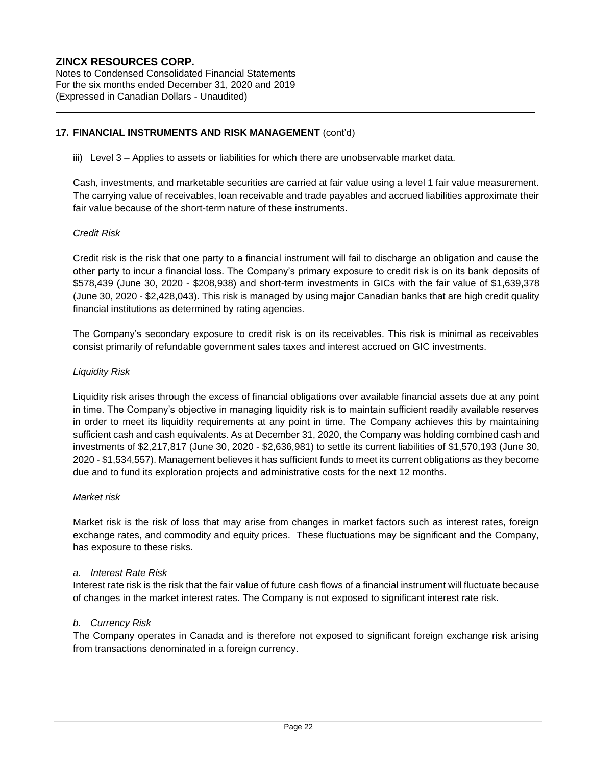## 17. FINANCIAL INSTRUMENTS AND RISK MANAGEMENT (cont'd)

iii) Level 3 – Applies to assets or liabilities for which there are unobservable market data.

Cash, investments, and marketable securities are carried at fair value using a level 1 fair value measurement. The carrying value of receivables, loan receivable and trade payables and accrued liabilities approximate their fair value because of the short-term nature of these instruments.

*Credit Risk*

Credit risk is the risk that one party to a financial instrument will fail to discharge an obligation and cause the other party to incur a financial loss. The Company's primary exposure to credit risk is on its bank deposits of $578,439 (June 30, 2020 - $208,938) and short-term investments in GICs with the fair value of $1,639,378 (June 30, 2020 - $2,428,043). This risk is managed by using major Canadian banks that are high credit quality financial institutions as determined by rating agencies.

The Company's secondary exposure to credit risk is on its receivables. This risk is minimal as receivables consist primarily of refundable government sales taxes and interest accrued on GIC investments.

*Liquidity Risk*

Liquidity risk arises through the excess of financial obligations over available financial assets due at any point in time. The Company's objective in managing liquidity risk is to maintain sufficient readily available reserves in order to meet its liquidity requirements at any point in time. The Company achieves this by maintaining sufficient cash and cash equivalents. As at December 31, 2020, the Company was holding combined cash and investments of $2,217,817 (June 30, 2020 - $2,636,981) to settle its current liabilities of $1,570,193 (June 30, 2020 - $1,534,557). Management believes it has sufficient funds to meet its current obligations as they become due and to fund its exploration projects and administrative costs for the next 12 months.

*Market risk*

Market risk is the risk of loss that may arise from changes in market factors such as interest rates, foreign exchange rates, and commodity and equity prices. These fluctuations may be significant and the Company, has exposure to these risks.

*a. Interest Rate Risk*

Interest rate risk is the risk that the fair value of future cash flows of a financial instrument will fluctuate because of changes in the market interest rates. The Company is not exposed to significant interest rate risk.

*b. Currency Risk*

The Company operates in Canada and is therefore not exposed to significant foreign exchange risk arising from transactions denominated in a foreign currency.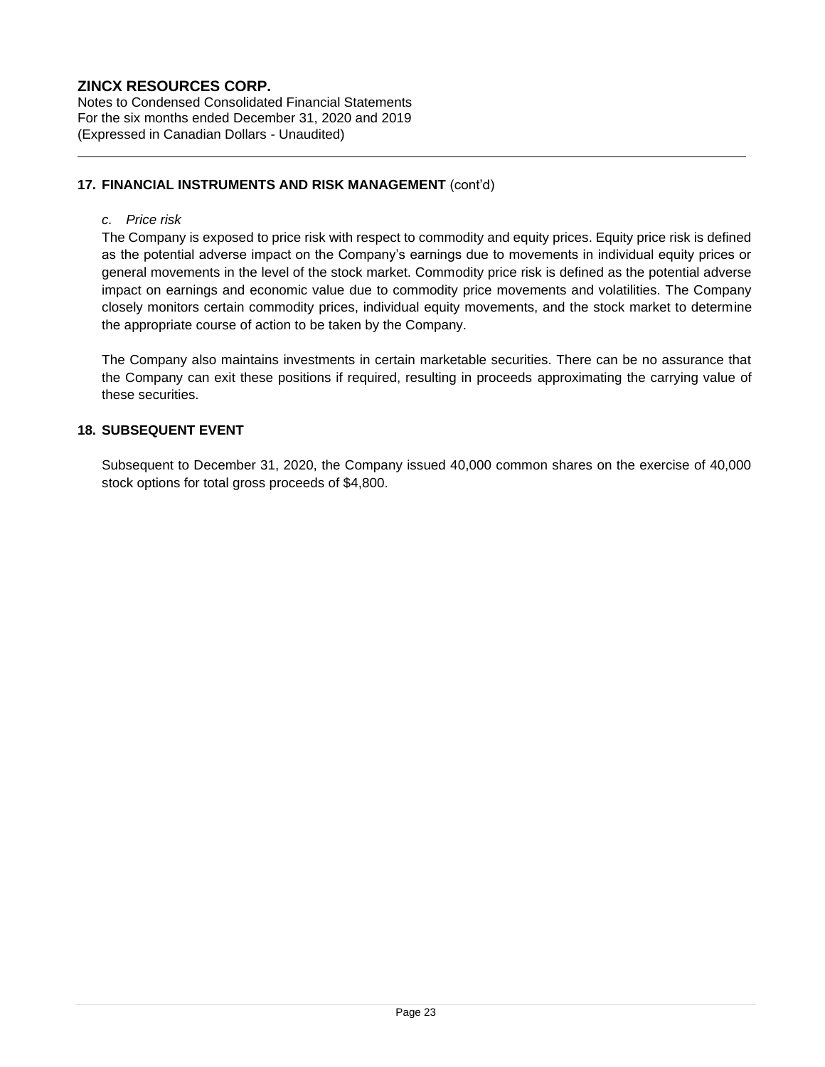## 17. FINANCIAL INSTRUMENTS AND RISK MANAGEMENT (cont'd)

*c. Price risk*

The Company is exposed to price risk with respect to commodity and equity prices. Equity price risk is defined as the potential adverse impact on the Company's earnings due to movements in individual equity prices or general movements in the level of the stock market. Commodity price risk is defined as the potential adverse impact on earnings and economic value due to commodity price movements and volatilities. The Company closely monitors certain commodity prices, individual equity movements, and the stock market to determine the appropriate course of action to be taken by the Company.

The Company also maintains investments in certain marketable securities. There can be no assurance that the Company can exit these positions if required, resulting in proceeds approximating the carrying value of these securities.

## 18. SUBSEQUENT EVENT

Subsequent to December 31, 2020, the Company issued 40,000 common shares on the exercise of 40,000 stock options for total gross proceeds of $4,800.